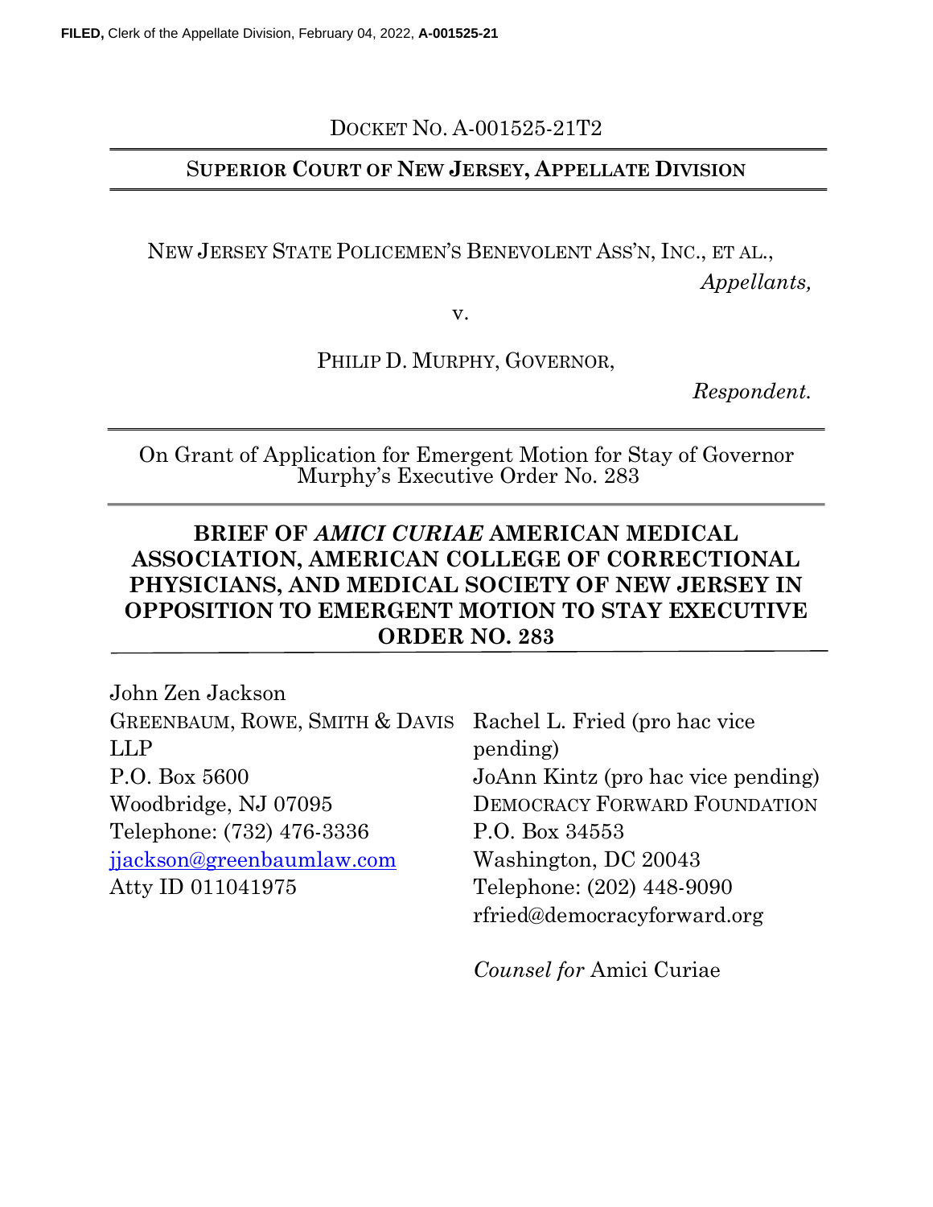FILED, Clerk of the Appellate Division, February 04, 2022, A-001525-21

DOCKET NO. A-001525-21T2

**SUPERIOR COURT OF NEW JERSEY, APPELLATE DIVISION**

NEW JERSEY STATE POLICEMEN'S BENEVOLENT ASS'N, INC., ET AL.,

*Appellants,*

v.

PHILIP D. MURPHY, GOVERNOR,

*Respondent.*

On Grant of Application for Emergent Motion for Stay of Governor Murphy's Executive Order No. 283

## BRIEF OF *AMICI CURIAE* AMERICAN MEDICAL ASSOCIATION, AMERICAN COLLEGE OF CORRECTIONAL PHYSICIANS, AND MEDICAL SOCIETY OF NEW JERSEY IN OPPOSITION TO EMERGENT MOTION TO STAY EXECUTIVE ORDER NO. 283

John Zen Jackson
GREENBAUM, ROWE, SMITH & DAVIS LLP
P.O. Box 5600
Woodbridge, NJ 07095
Telephone: (732) 476-3336
jjackson@greenbaumlaw.com
Atty ID 011041975

Rachel L. Fried (pro hac vice pending)
JoAnn Kintz (pro hac vice pending)
DEMOCRACY FORWARD FOUNDATION
P.O. Box 34553
Washington, DC 20043
Telephone: (202) 448-9090
rfried@democracyforward.org

*Counsel for* Amici Curiae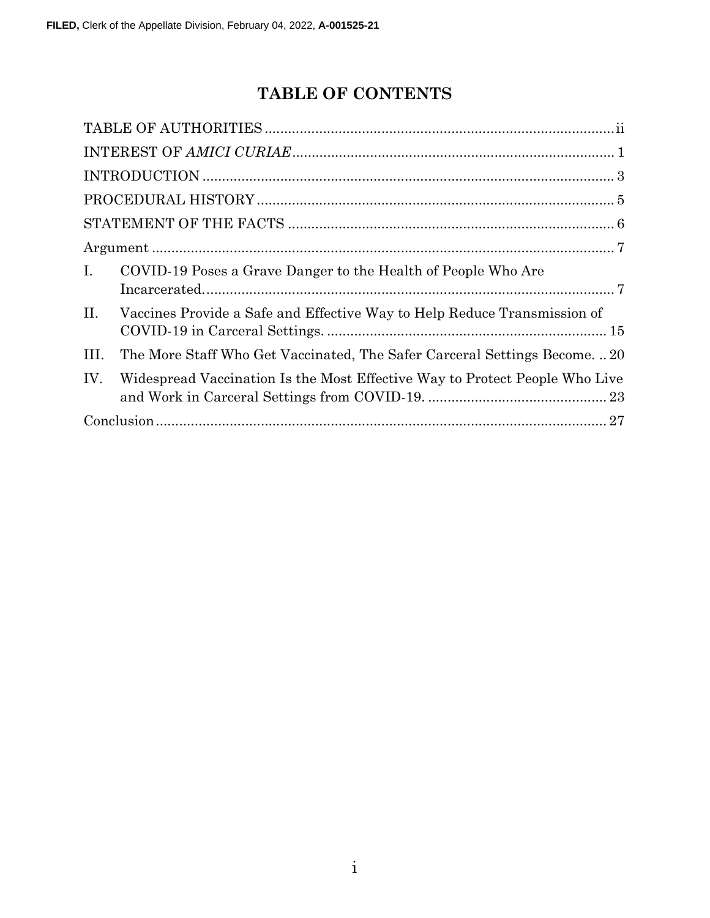# TABLE OF CONTENTS

TABLE OF AUTHORITIES .......... ii

INTEREST OF *AMICI CURIAE* .......... 1

INTRODUCTION .......... 3

PROCEDURAL HISTORY .......... 5

STATEMENT OF THE FACTS .......... 6

Argument .......... 7

I. COVID-19 Poses a Grave Danger to the Health of People Who Are Incarcerated. .......... 7

II. Vaccines Provide a Safe and Effective Way to Help Reduce Transmission of COVID-19 in Carceral Settings. .......... 15

III. The More Staff Who Get Vaccinated, The Safer Carceral Settings Become. .......... 20

IV. Widespread Vaccination Is the Most Effective Way to Protect People Who Live and Work in Carceral Settings from COVID-19. .......... 23

Conclusion .......... 27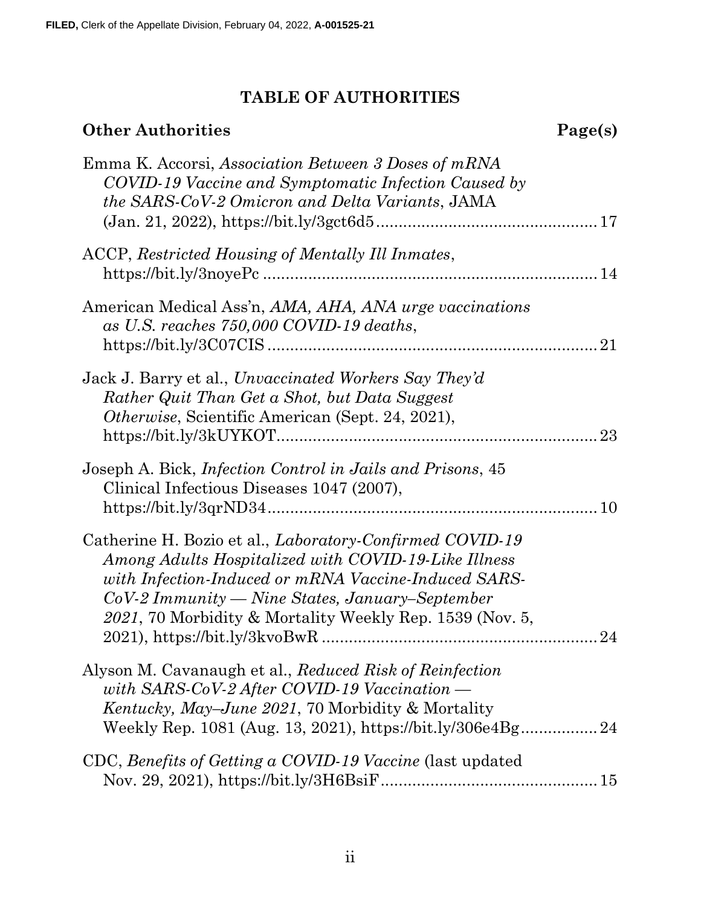## TABLE OF AUTHORITIES

**Other Authorities** **Page(s)**

Emma K. Accorsi, *Association Between 3 Doses of mRNA COVID-19 Vaccine and Symptomatic Infection Caused by the SARS-CoV-2 Omicron and Delta Variants*, JAMA (Jan. 21, 2022), https://bit.ly/3gct6d5 ........................................ 17

ACCP, *Restricted Housing of Mentally Ill Inmates*, https://bit.ly/3noyePc ........................................ 14

American Medical Ass'n, *AMA, AHA, ANA urge vaccinations as U.S. reaches 750,000 COVID-19 deaths*, https://bit.ly/3C07CIS ........................................ 21

Jack J. Barry et al., *Unvaccinated Workers Say They'd Rather Quit Than Get a Shot, but Data Suggest Otherwise*, Scientific American (Sept. 24, 2021), https://bit.ly/3kUYKOT ........................................ 23

Joseph A. Bick, *Infection Control in Jails and Prisons*, 45 Clinical Infectious Diseases 1047 (2007), https://bit.ly/3qrND34 ........................................ 10

Catherine H. Bozio et al., *Laboratory-Confirmed COVID-19 Among Adults Hospitalized with COVID-19-Like Illness with Infection-Induced or mRNA Vaccine-Induced SARS-CoV-2 Immunity — Nine States, January–September 2021*, 70 Morbidity & Mortality Weekly Rep. 1539 (Nov. 5, 2021), https://bit.ly/3kvoBwR ........................................ 24

Alyson M. Cavanaugh et al., *Reduced Risk of Reinfection with SARS-CoV-2 After COVID-19 Vaccination — Kentucky, May–June 2021*, 70 Morbidity & Mortality Weekly Rep. 1081 (Aug. 13, 2021), https://bit.ly/306e4Bg ........................................ 24

CDC, *Benefits of Getting a COVID-19 Vaccine* (last updated Nov. 29, 2021), https://bit.ly/3H6BsiF ........................................ 15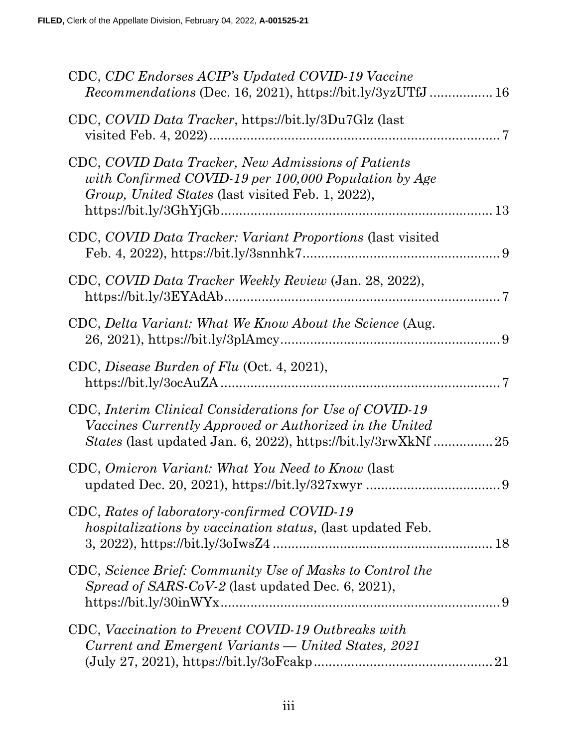CDC, *CDC Endorses ACIP's Updated COVID-19 Vaccine Recommendations* (Dec. 16, 2021), https://bit.ly/3yzUTfJ ................ 16

CDC, *COVID Data Tracker*, https://bit.ly/3Du7Glz (last visited Feb. 4, 2022) ................................................................ 7

CDC, *COVID Data Tracker, New Admissions of Patients with Confirmed COVID-19 per 100,000 Population by Age Group, United States* (last visited Feb. 1, 2022), https://bit.ly/3GhYjGb ........................................................... 13

CDC, *COVID Data Tracker: Variant Proportions* (last visited Feb. 4, 2022), https://bit.ly/3snnhk7 ................................................ 9

CDC, *COVID Data Tracker Weekly Review* (Jan. 28, 2022), https://bit.ly/3EYAdAb ........................................................... 7

CDC, *Delta Variant: What We Know About the Science* (Aug. 26, 2021), https://bit.ly/3plAmcy ................................................ 9

CDC, *Disease Burden of Flu* (Oct. 4, 2021), https://bit.ly/3ocAuZA ........................................................... 7

CDC, *Interim Clinical Considerations for Use of COVID-19 Vaccines Currently Approved or Authorized in the United States* (last updated Jan. 6, 2022), https://bit.ly/3rwXkNf ................ 25

CDC, *Omicron Variant: What You Need to Know* (last updated Dec. 20, 2021), https://bit.ly/327xwyr .................................... 9

CDC, *Rates of laboratory-confirmed COVID-19 hospitalizations by vaccination status*, (last updated Feb. 3, 2022), https://bit.ly/3oIwsZ4 ................................................ 18

CDC, *Science Brief: Community Use of Masks to Control the Spread of SARS-CoV-2* (last updated Dec. 6, 2021), https://bit.ly/30inWYx ........................................................... 9

CDC, *Vaccination to Prevent COVID-19 Outbreaks with Current and Emergent Variants — United States, 2021* (July 27, 2021), https://bit.ly/3oFcakp ................................................ 21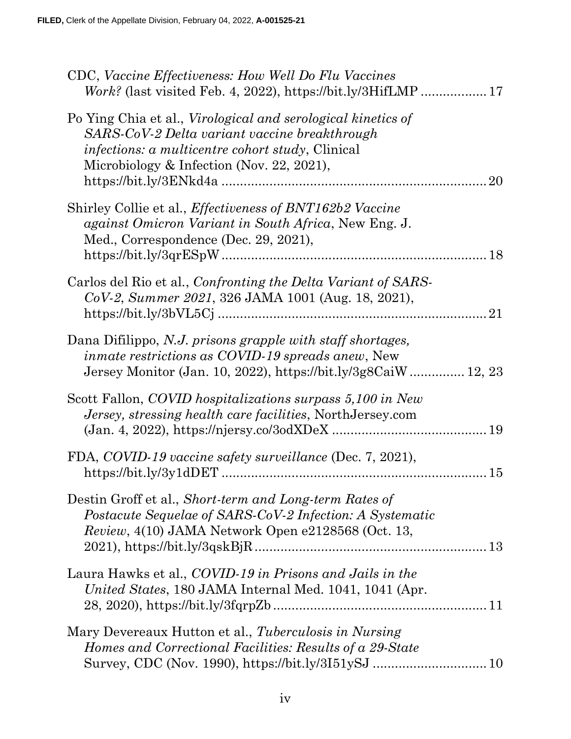CDC, *Vaccine Effectiveness: How Well Do Flu Vaccines Work?* (last visited Feb. 4, 2022), https://bit.ly/3HifLMP .................. 17

Po Ying Chia et al., *Virological and serological kinetics of SARS-CoV-2 Delta variant vaccine breakthrough infections: a multicentre cohort study*, Clinical Microbiology & Infection (Nov. 22, 2021), https://bit.ly/3ENkd4a ........................................................................ 20

Shirley Collie et al., *Effectiveness of BNT162b2 Vaccine against Omicron Variant in South Africa*, New Eng. J. Med., Correspondence (Dec. 29, 2021), https://bit.ly/3qrESpW ........................................................................ 18

Carlos del Rio et al., *Confronting the Delta Variant of SARS-CoV-2, Summer 2021*, 326 JAMA 1001 (Aug. 18, 2021), https://bit.ly/3bVL5Cj ......................................................................... 21

Dana Difilippo, *N.J. prisons grapple with staff shortages, inmate restrictions as COVID-19 spreads anew*, New Jersey Monitor (Jan. 10, 2022), https://bit.ly/3g8CaiW ............... 12, 23

Scott Fallon, *COVID hospitalizations surpass 5,100 in New Jersey, stressing health care facilities*, NorthJersey.com (Jan. 4, 2022), https://njersy.co/3odXDeX .......................................... 19

FDA, *COVID-19 vaccine safety surveillance* (Dec. 7, 2021), https://bit.ly/3y1dDET ......................................................................... 15

Destin Groff et al., *Short-term and Long-term Rates of Postacute Sequelae of SARS-CoV-2 Infection: A Systematic Review*, 4(10) JAMA Network Open e2128568 (Oct. 13, 2021), https://bit.ly/3qskBjR ............................................................... 13

Laura Hawks et al., *COVID-19 in Prisons and Jails in the United States*, 180 JAMA Internal Med. 1041, 1041 (Apr. 28, 2020), https://bit.ly/3fqrpZb ........................................................... 11

Mary Devereaux Hutton et al., *Tuberculosis in Nursing Homes and Correctional Facilities: Results of a 29-State Survey*, CDC (Nov. 1990), https://bit.ly/3I51ySJ ............................... 10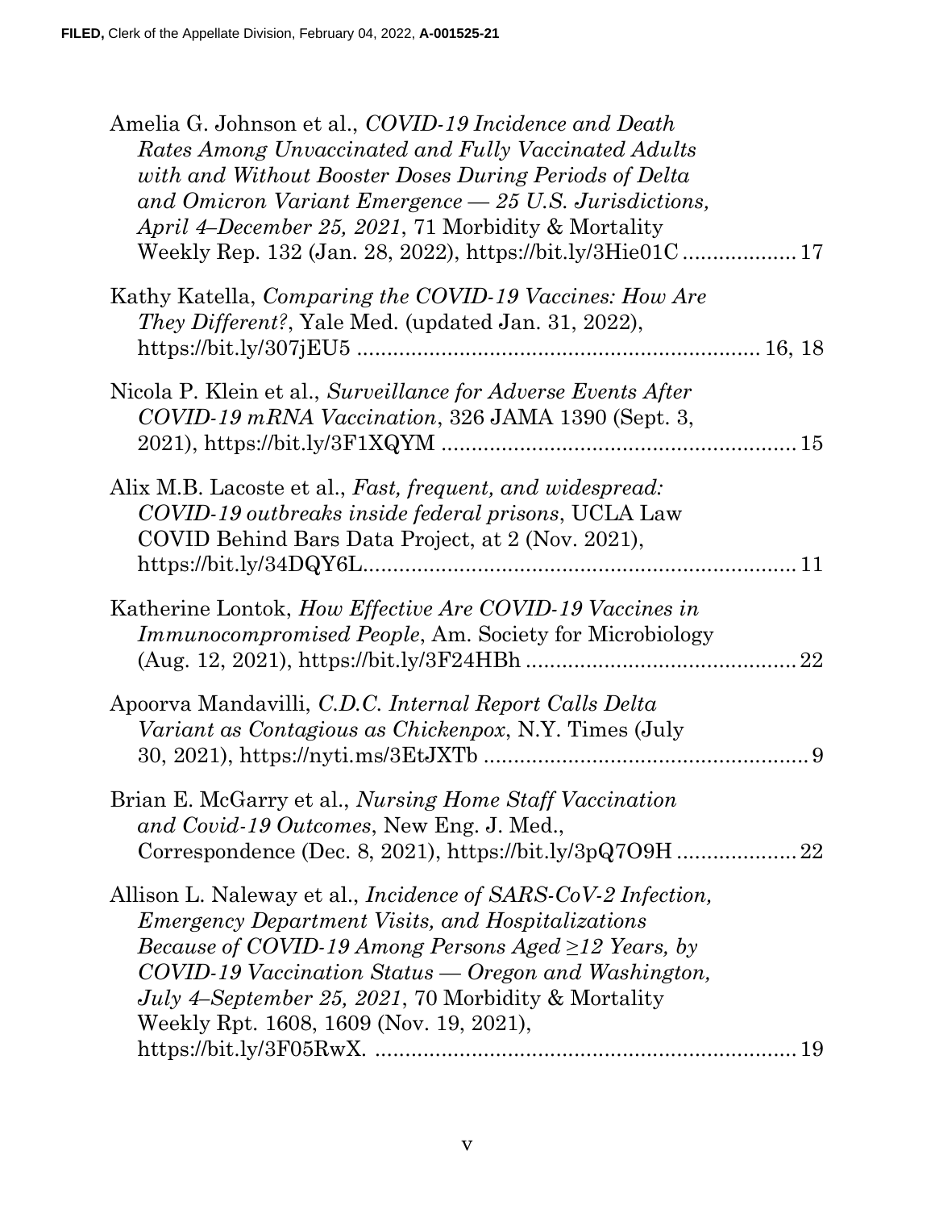Amelia G. Johnson et al., *COVID-19 Incidence and Death Rates Among Unvaccinated and Fully Vaccinated Adults with and Without Booster Doses During Periods of Delta and Omicron Variant Emergence — 25 U.S. Jurisdictions, April 4–December 25, 2021*, 71 Morbidity & Mortality Weekly Rep. 132 (Jan. 28, 2022), https://bit.ly/3Hie01C .................. 17

Kathy Katella, *Comparing the COVID-19 Vaccines: How Are They Different?*, Yale Med. (updated Jan. 31, 2022), https://bit.ly/307jEU5 ................................................................. 16, 18

Nicola P. Klein et al., *Surveillance for Adverse Events After COVID-19 mRNA Vaccination*, 326 JAMA 1390 (Sept. 3, 2021), https://bit.ly/3F1XQYM ......................................................... 15

Alix M.B. Lacoste et al., *Fast, frequent, and widespread: COVID-19 outbreaks inside federal prisons*, UCLA Law COVID Behind Bars Data Project, at 2 (Nov. 2021), https://bit.ly/34DQY6L...................................................................... 11

Katherine Lontok, *How Effective Are COVID-19 Vaccines in Immunocompromised People*, Am. Society for Microbiology (Aug. 12, 2021), https://bit.ly/3F24HBh ............................................ 22

Apoorva Mandavilli, *C.D.C. Internal Report Calls Delta Variant as Contagious as Chickenpox*, N.Y. Times (July 30, 2021), https://nyti.ms/3EtJXTb ..................................................... 9

Brian E. McGarry et al., *Nursing Home Staff Vaccination and Covid-19 Outcomes*, New Eng. J. Med., Correspondence (Dec. 8, 2021), https://bit.ly/3pQ7O9H .................... 22

Allison L. Naleway et al., *Incidence of SARS-CoV-2 Infection, Emergency Department Visits, and Hospitalizations Because of COVID-19 Among Persons Aged ≥12 Years, by COVID-19 Vaccination Status — Oregon and Washington, July 4–September 25, 2021*, 70 Morbidity & Mortality Weekly Rpt. 1608, 1609 (Nov. 19, 2021), https://bit.ly/3F05RwX. ..................................................................... 19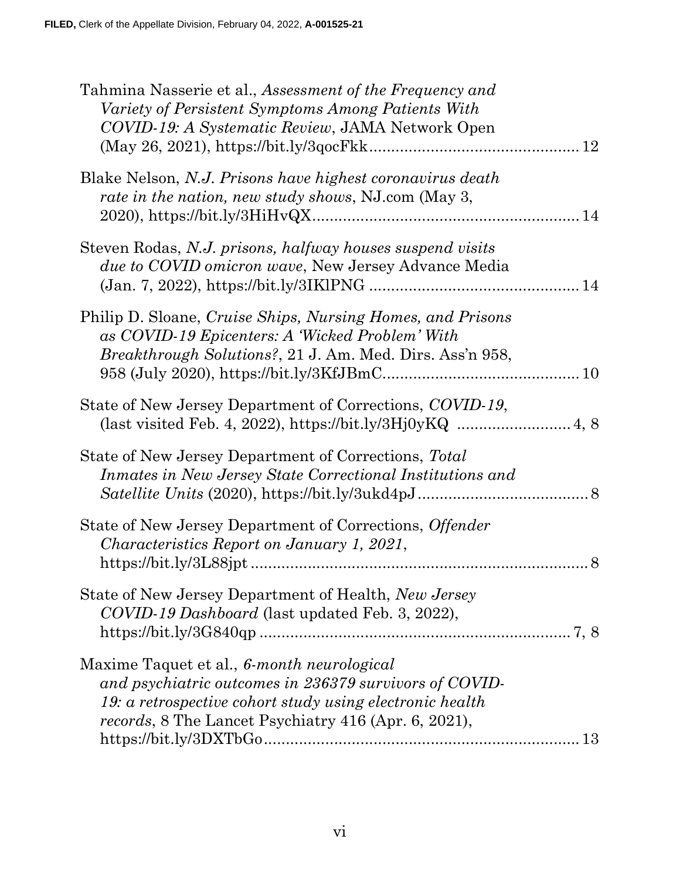Tahmina Nasserie et al., *Assessment of the Frequency and Variety of Persistent Symptoms Among Patients With COVID-19: A Systematic Review*, JAMA Network Open (May 26, 2021), https://bit.ly/3qocFkk ............................................... 12

Blake Nelson, *N.J. Prisons have highest coronavirus death rate in the nation, new study shows*, NJ.com (May 3, 2020), https://bit.ly/3HiHvQX ............................................................ 14

Steven Rodas, *N.J. prisons, halfway houses suspend visits due to COVID omicron wave*, New Jersey Advance Media (Jan. 7, 2022), https://bit.ly/3IKlPNG ............................................... 14

Philip D. Sloane, *Cruise Ships, Nursing Homes, and Prisons as COVID-19 Epicenters: A 'Wicked Problem' With Breakthrough Solutions?*, 21 J. Am. Med. Dirs. Ass'n 958, 958 (July 2020), https://bit.ly/3KfJBmC ............................................ 10

State of New Jersey Department of Corrections, *COVID-19*, (last visited Feb. 4, 2022), https://bit.ly/3Hj0yKQ .......................... 4, 8

State of New Jersey Department of Corrections, *Total Inmates in New Jersey State Correctional Institutions and Satellite Units* (2020), https://bit.ly/3ukd4pJ ....................................... 8

State of New Jersey Department of Corrections, *Offender Characteristics Report on January 1, 2021*, https://bit.ly/3L88jpt ............................................................................. 8

State of New Jersey Department of Health, *New Jersey COVID-19 Dashboard* (last updated Feb. 3, 2022), https://bit.ly/3G840qp ....................................................................... 7, 8

Maxime Taquet et al., *6-month neurological and psychiatric outcomes in 236379 survivors of COVID-19: a retrospective cohort study using electronic health records*, 8 The Lancet Psychiatry 416 (Apr. 6, 2021), https://bit.ly/3DXTbGo ........................................................................ 13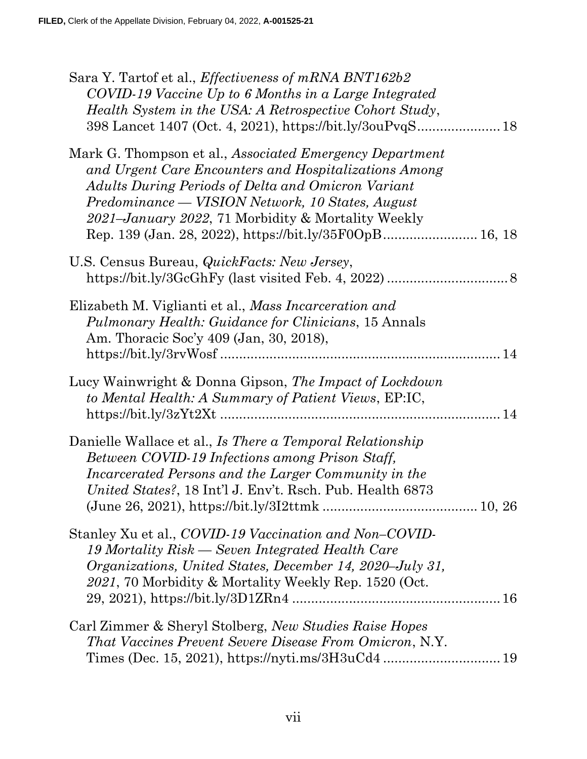Sara Y. Tartof et al., *Effectiveness of mRNA BNT162b2 COVID-19 Vaccine Up to 6 Months in a Large Integrated Health System in the USA: A Retrospective Cohort Study*, 398 Lancet 1407 (Oct. 4, 2021), https://bit.ly/3ouPvqS...................... 18

Mark G. Thompson et al., *Associated Emergency Department and Urgent Care Encounters and Hospitalizations Among Adults During Periods of Delta and Omicron Variant Predominance — VISION Network, 10 States, August 2021–January 2022*, 71 Morbidity & Mortality Weekly Rep. 139 (Jan. 28, 2022), https://bit.ly/35F0OpB........................ 16, 18

U.S. Census Bureau, *QuickFacts: New Jersey*, https://bit.ly/3GcGhFy (last visited Feb. 4, 2022) ................................ 8

Elizabeth M. Viglianti et al., *Mass Incarceration and Pulmonary Health: Guidance for Clinicians*, 15 Annals Am. Thoracic Soc'y 409 (Jan, 30, 2018), https://bit.ly/3rvWosf ........................................................................ 14

Lucy Wainwright & Donna Gipson, *The Impact of Lockdown to Mental Health: A Summary of Patient Views*, EP:IC, https://bit.ly/3zYt2Xt ........................................................................ 14

Danielle Wallace et al., *Is There a Temporal Relationship Between COVID-19 Infections among Prison Staff, Incarcerated Persons and the Larger Community in the United States?*, 18 Int'l J. Env't. Rsch. Pub. Health 6873 (June 26, 2021), https://bit.ly/3I2ttmk ........................................ 10, 26

Stanley Xu et al., *COVID-19 Vaccination and Non–COVID-19 Mortality Risk — Seven Integrated Health Care Organizations, United States, December 14, 2020–July 31, 2021*, 70 Morbidity & Mortality Weekly Rep. 1520 (Oct. 29, 2021), https://bit.ly/3D1ZRn4 ...................................................... 16

Carl Zimmer & Sheryl Stolberg, *New Studies Raise Hopes That Vaccines Prevent Severe Disease From Omicron*, N.Y. Times (Dec. 15, 2021), https://nyti.ms/3H3uCd4 .............................. 19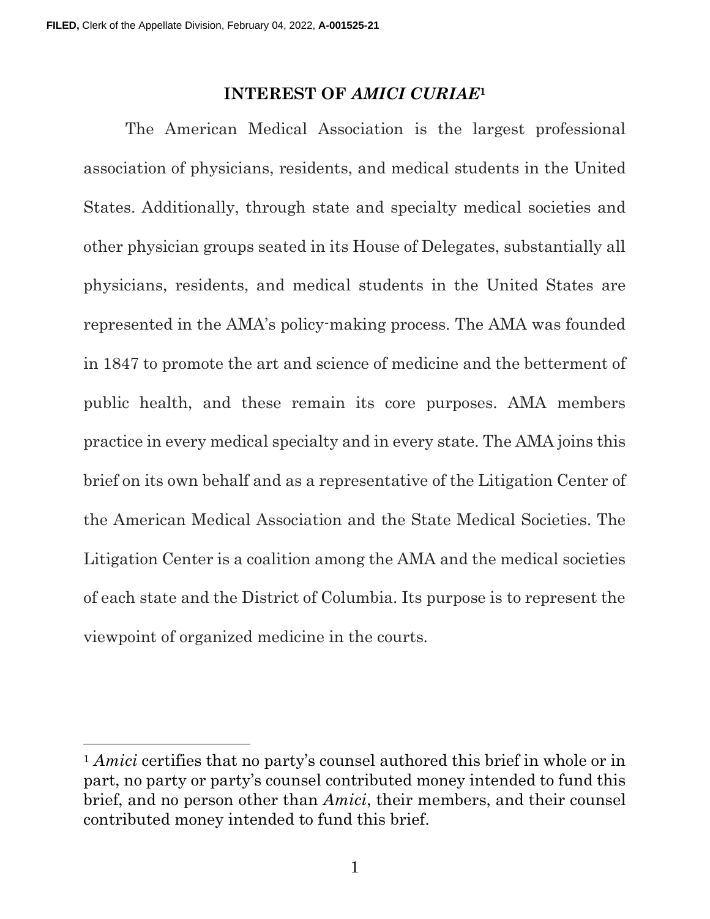## INTEREST OF *AMICI CURIAE*[1]

The American Medical Association is the largest professional association of physicians, residents, and medical students in the United States. Additionally, through state and specialty medical societies and other physician groups seated in its House of Delegates, substantially all physicians, residents, and medical students in the United States are represented in the AMA's policy-making process. The AMA was founded in 1847 to promote the art and science of medicine and the betterment of public health, and these remain its core purposes. AMA members practice in every medical specialty and in every state. The AMA joins this brief on its own behalf and as a representative of the Litigation Center of the American Medical Association and the State Medical Societies. The Litigation Center is a coalition among the AMA and the medical societies of each state and the District of Columbia. Its purpose is to represent the viewpoint of organized medicine in the courts.

[1] *Amici* certifies that no party's counsel authored this brief in whole or in part, no party or party's counsel contributed money intended to fund this brief, and no person other than *Amici*, their members, and their counsel contributed money intended to fund this brief.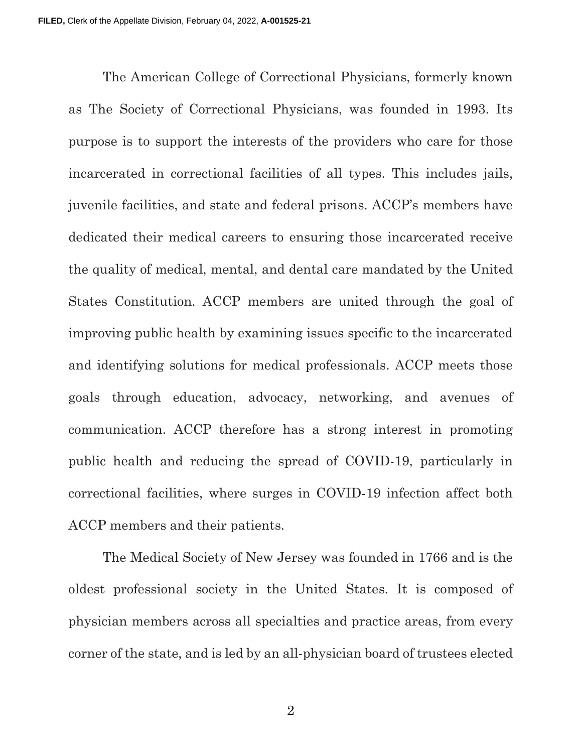The American College of Correctional Physicians, formerly known as The Society of Correctional Physicians, was founded in 1993. Its purpose is to support the interests of the providers who care for those incarcerated in correctional facilities of all types. This includes jails, juvenile facilities, and state and federal prisons. ACCP's members have dedicated their medical careers to ensuring those incarcerated receive the quality of medical, mental, and dental care mandated by the United States Constitution. ACCP members are united through the goal of improving public health by examining issues specific to the incarcerated and identifying solutions for medical professionals. ACCP meets those goals through education, advocacy, networking, and avenues of communication. ACCP therefore has a strong interest in promoting public health and reducing the spread of COVID-19, particularly in correctional facilities, where surges in COVID-19 infection affect both ACCP members and their patients.

The Medical Society of New Jersey was founded in 1766 and is the oldest professional society in the United States. It is composed of physician members across all specialties and practice areas, from every corner of the state, and is led by an all-physician board of trustees elected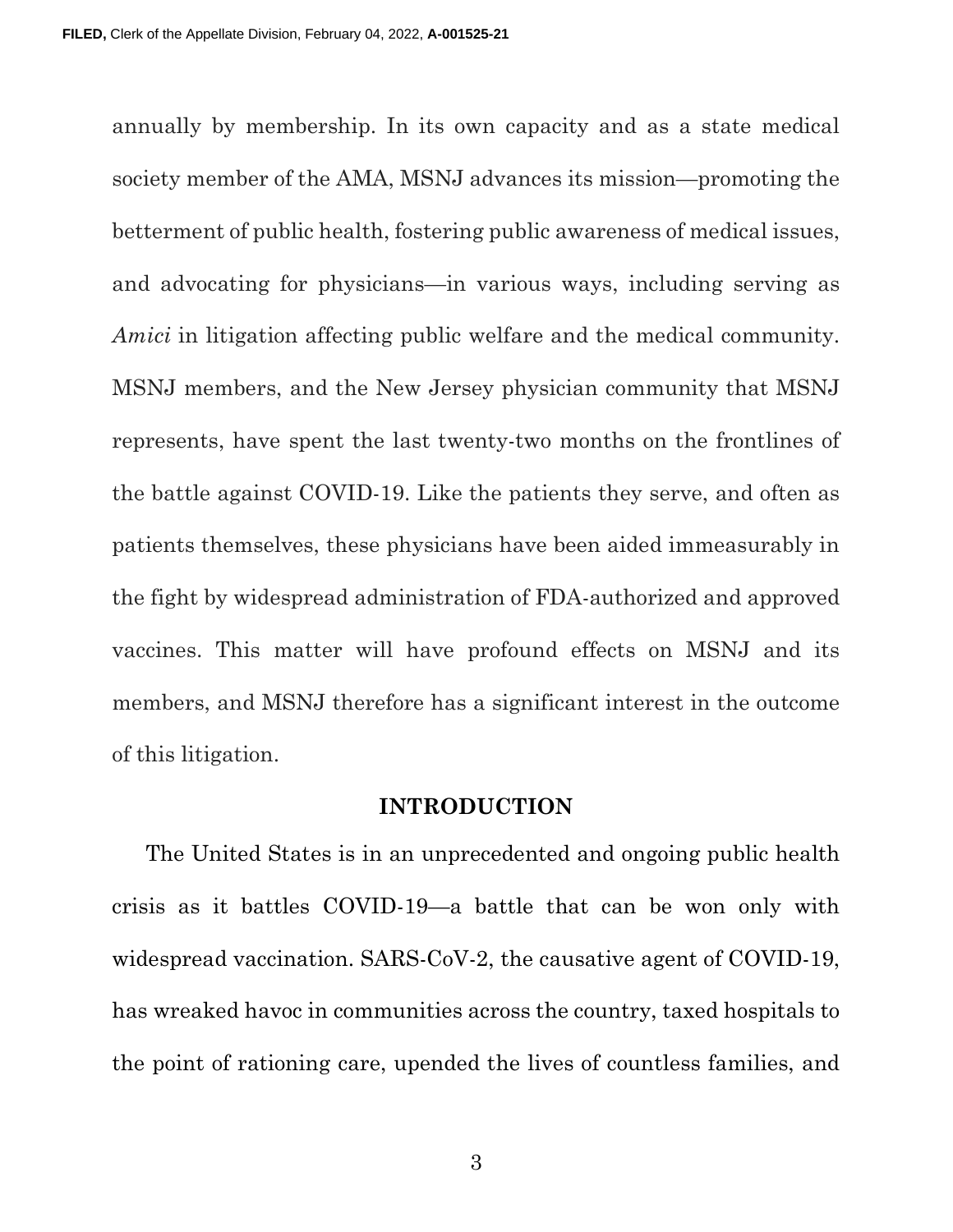annually by membership. In its own capacity and as a state medical society member of the AMA, MSNJ advances its mission—promoting the betterment of public health, fostering public awareness of medical issues, and advocating for physicians—in various ways, including serving as *Amici* in litigation affecting public welfare and the medical community. MSNJ members, and the New Jersey physician community that MSNJ represents, have spent the last twenty-two months on the frontlines of the battle against COVID-19. Like the patients they serve, and often as patients themselves, these physicians have been aided immeasurably in the fight by widespread administration of FDA-authorized and approved vaccines. This matter will have profound effects on MSNJ and its members, and MSNJ therefore has a significant interest in the outcome of this litigation.

## INTRODUCTION

The United States is in an unprecedented and ongoing public health crisis as it battles COVID-19—a battle that can be won only with widespread vaccination. SARS-CoV-2, the causative agent of COVID-19, has wreaked havoc in communities across the country, taxed hospitals to the point of rationing care, upended the lives of countless families, and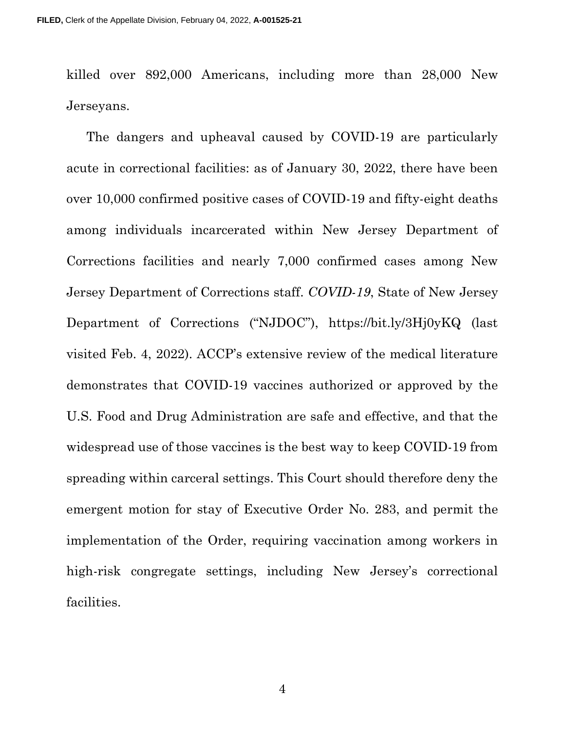killed over 892,000 Americans, including more than 28,000 New Jerseyans.

The dangers and upheaval caused by COVID-19 are particularly acute in correctional facilities: as of January 30, 2022, there have been over 10,000 confirmed positive cases of COVID-19 and fifty-eight deaths among individuals incarcerated within New Jersey Department of Corrections facilities and nearly 7,000 confirmed cases among New Jersey Department of Corrections staff. *COVID-19*, State of New Jersey Department of Corrections ("NJDOC"), https://bit.ly/3Hj0yKQ (last visited Feb. 4, 2022). ACCP's extensive review of the medical literature demonstrates that COVID-19 vaccines authorized or approved by the U.S. Food and Drug Administration are safe and effective, and that the widespread use of those vaccines is the best way to keep COVID-19 from spreading within carceral settings. This Court should therefore deny the emergent motion for stay of Executive Order No. 283, and permit the implementation of the Order, requiring vaccination among workers in high-risk congregate settings, including New Jersey's correctional facilities.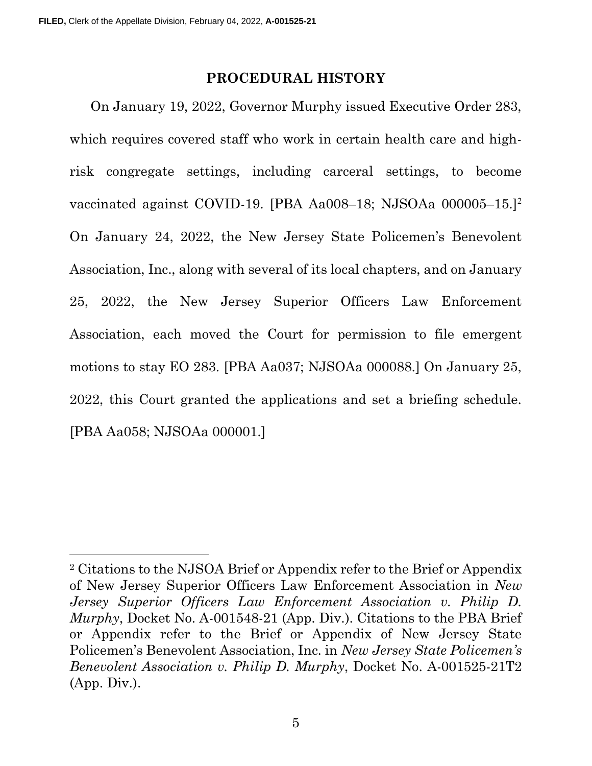## PROCEDURAL HISTORY

On January 19, 2022, Governor Murphy issued Executive Order 283, which requires covered staff who work in certain health care and high-risk congregate settings, including carceral settings, to become vaccinated against COVID-19. [PBA Aa008–18; NJSOAa 000005–15.][2] On January 24, 2022, the New Jersey State Policemen's Benevolent Association, Inc., along with several of its local chapters, and on January 25, 2022, the New Jersey Superior Officers Law Enforcement Association, each moved the Court for permission to file emergent motions to stay EO 283. [PBA Aa037; NJSOAa 000088.] On January 25, 2022, this Court granted the applications and set a briefing schedule. [PBA Aa058; NJSOAa 000001.]

---

[2] Citations to the NJSOA Brief or Appendix refer to the Brief or Appendix of New Jersey Superior Officers Law Enforcement Association in *New Jersey Superior Officers Law Enforcement Association v. Philip D. Murphy*, Docket No. A-001548-21 (App. Div.). Citations to the PBA Brief or Appendix refer to the Brief or Appendix of New Jersey State Policemen's Benevolent Association, Inc. in *New Jersey State Policemen's Benevolent Association v. Philip D. Murphy*, Docket No. A-001525-21T2 (App. Div.).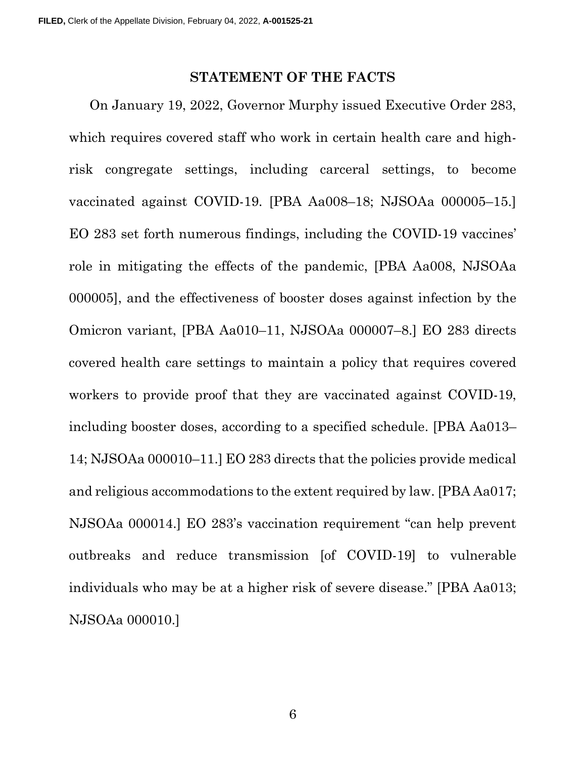## STATEMENT OF THE FACTS

On January 19, 2022, Governor Murphy issued Executive Order 283, which requires covered staff who work in certain health care and high-risk congregate settings, including carceral settings, to become vaccinated against COVID-19. [PBA Aa008–18; NJSOAa 000005–15.] EO 283 set forth numerous findings, including the COVID-19 vaccines' role in mitigating the effects of the pandemic, [PBA Aa008, NJSOAa 000005], and the effectiveness of booster doses against infection by the Omicron variant, [PBA Aa010–11, NJSOAa 000007–8.] EO 283 directs covered health care settings to maintain a policy that requires covered workers to provide proof that they are vaccinated against COVID-19, including booster doses, according to a specified schedule. [PBA Aa013–14; NJSOAa 000010–11.] EO 283 directs that the policies provide medical and religious accommodations to the extent required by law. [PBA Aa017; NJSOAa 000014.] EO 283's vaccination requirement "can help prevent outbreaks and reduce transmission [of COVID-19] to vulnerable individuals who may be at a higher risk of severe disease." [PBA Aa013; NJSOAa 000010.]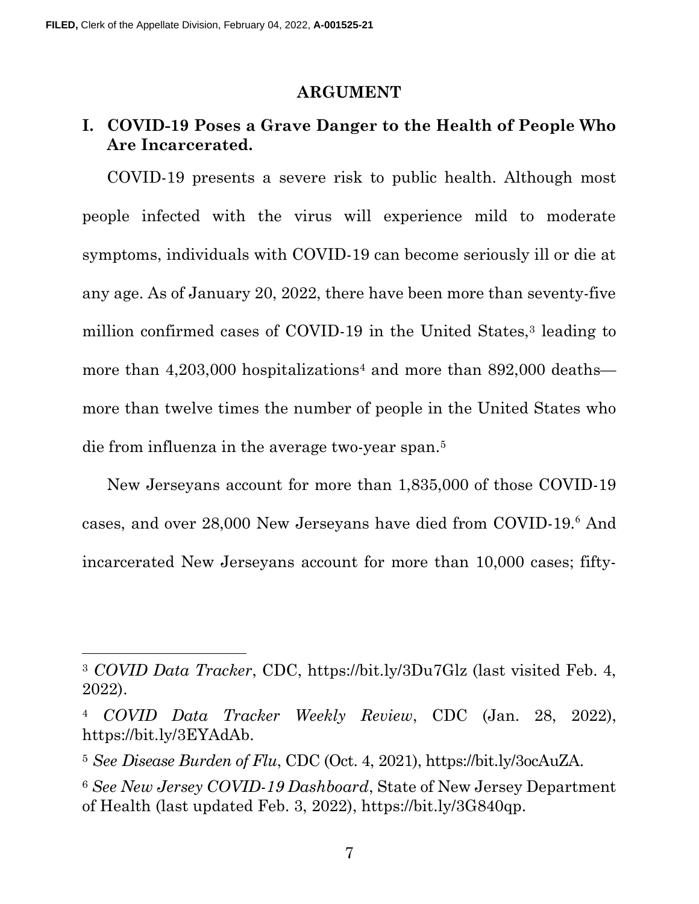## ARGUMENT

### I. COVID-19 Poses a Grave Danger to the Health of People Who Are Incarcerated.

COVID-19 presents a severe risk to public health. Although most people infected with the virus will experience mild to moderate symptoms, individuals with COVID-19 can become seriously ill or die at any age. As of January 20, 2022, there have been more than seventy-five million confirmed cases of COVID-19 in the United States,[3] leading to more than 4,203,000 hospitalizations[4] and more than 892,000 deaths—more than twelve times the number of people in the United States who die from influenza in the average two-year span.[5]

New Jerseyans account for more than 1,835,000 of those COVID-19 cases, and over 28,000 New Jerseyans have died from COVID-19.[6] And incarcerated New Jerseyans account for more than 10,000 cases; fifty-

---

[3] *COVID Data Tracker*, CDC, https://bit.ly/3Du7Glz (last visited Feb. 4, 2022).

[4] *COVID Data Tracker Weekly Review*, CDC (Jan. 28, 2022), https://bit.ly/3EYAdAb.

[5] *See Disease Burden of Flu*, CDC (Oct. 4, 2021), https://bit.ly/3ocAuZA.

[6] *See New Jersey COVID-19 Dashboard*, State of New Jersey Department of Health (last updated Feb. 3, 2022), https://bit.ly/3G840qp.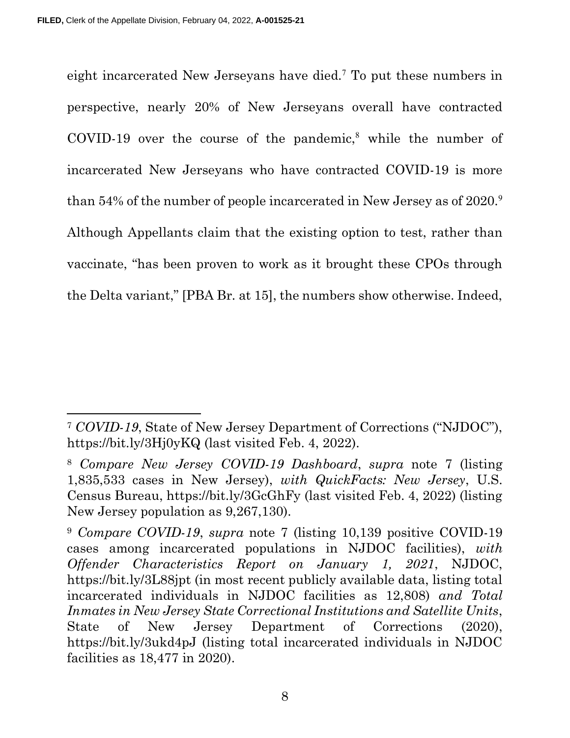eight incarcerated New Jerseyans have died.[7] To put these numbers in perspective, nearly 20% of New Jerseyans overall have contracted COVID-19 over the course of the pandemic,[8] while the number of incarcerated New Jerseyans who have contracted COVID-19 is more than 54% of the number of people incarcerated in New Jersey as of 2020.[9] Although Appellants claim that the existing option to test, rather than vaccinate, "has been proven to work as it brought these CPOs through the Delta variant," [PBA Br. at 15], the numbers show otherwise. Indeed,

---

[7] *COVID-19*, State of New Jersey Department of Corrections ("NJDOC"), https://bit.ly/3Hj0yKQ (last visited Feb. 4, 2022).

[8] *Compare New Jersey COVID-19 Dashboard*, *supra* note 7 (listing 1,835,533 cases in New Jersey), *with QuickFacts: New Jersey*, U.S. Census Bureau, https://bit.ly/3GcGhFy (last visited Feb. 4, 2022) (listing New Jersey population as 9,267,130).

[9] *Compare COVID-19*, *supra* note 7 (listing 10,139 positive COVID-19 cases among incarcerated populations in NJDOC facilities), *with Offender Characteristics Report on January 1, 2021*, NJDOC, https://bit.ly/3L88jpt (in most recent publicly available data, listing total incarcerated individuals in NJDOC facilities as 12,808) *and Total Inmates in New Jersey State Correctional Institutions and Satellite Units*, State of New Jersey Department of Corrections (2020), https://bit.ly/3ukd4pJ (listing total incarcerated individuals in NJDOC facilities as 18,477 in 2020).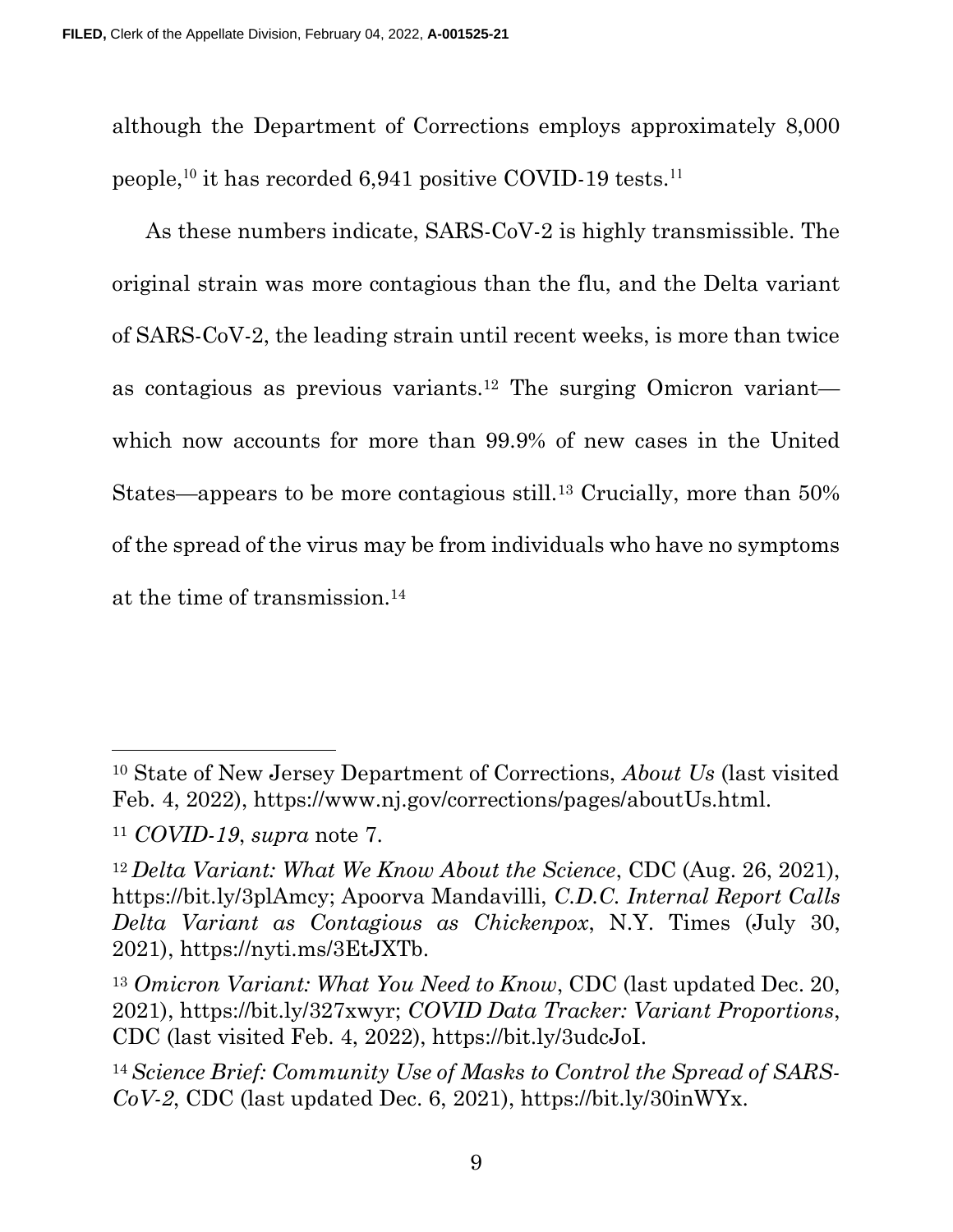although the Department of Corrections employs approximately 8,000 people,[10] it has recorded 6,941 positive COVID-19 tests.[11]

As these numbers indicate, SARS-CoV-2 is highly transmissible. The original strain was more contagious than the flu, and the Delta variant of SARS-CoV-2, the leading strain until recent weeks, is more than twice as contagious as previous variants.[12] The surging Omicron variant—which now accounts for more than 99.9% of new cases in the United States—appears to be more contagious still.[13] Crucially, more than 50% of the spread of the virus may be from individuals who have no symptoms at the time of transmission.[14]

---

[10] State of New Jersey Department of Corrections, *About Us* (last visited Feb. 4, 2022), https://www.nj.gov/corrections/pages/aboutUs.html.

[11] *COVID-19*, *supra* note 7.

[12] *Delta Variant: What We Know About the Science*, CDC (Aug. 26, 2021), https://bit.ly/3plAmcy; Apoorva Mandavilli, *C.D.C. Internal Report Calls Delta Variant as Contagious as Chickenpox*, N.Y. Times (July 30, 2021), https://nyti.ms/3EtJXTb.

[13] *Omicron Variant: What You Need to Know*, CDC (last updated Dec. 20, 2021), https://bit.ly/327xwyr; *COVID Data Tracker: Variant Proportions*, CDC (last visited Feb. 4, 2022), https://bit.ly/3udcJoI.

[14] *Science Brief: Community Use of Masks to Control the Spread of SARS-CoV-2*, CDC (last updated Dec. 6, 2021), https://bit.ly/30inWYx.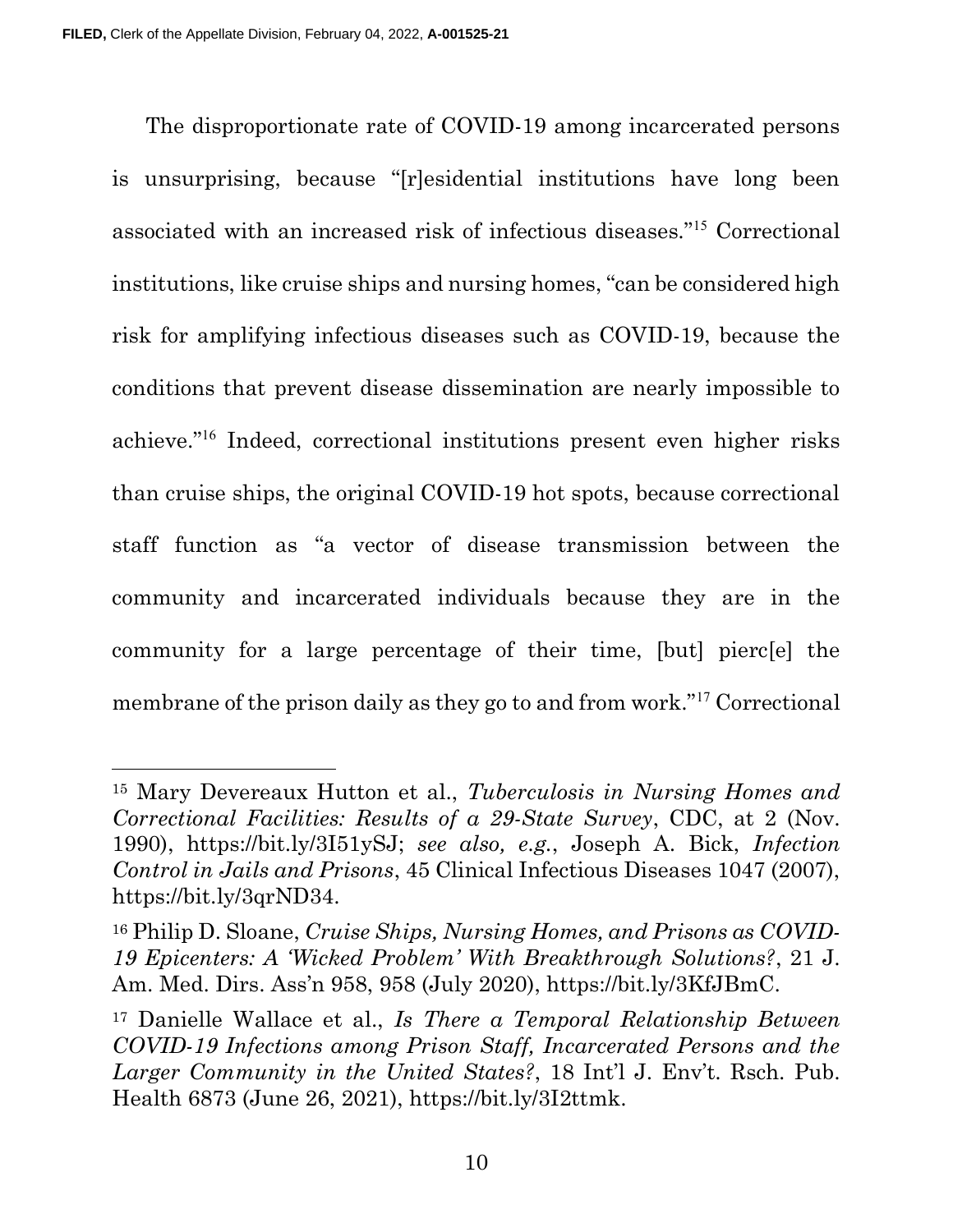The disproportionate rate of COVID-19 among incarcerated persons is unsurprising, because "[r]esidential institutions have long been associated with an increased risk of infectious diseases."[15] Correctional institutions, like cruise ships and nursing homes, "can be considered high risk for amplifying infectious diseases such as COVID-19, because the conditions that prevent disease dissemination are nearly impossible to achieve."[16] Indeed, correctional institutions present even higher risks than cruise ships, the original COVID-19 hot spots, because correctional staff function as "a vector of disease transmission between the community and incarcerated individuals because they are in the community for a large percentage of their time, [but] pierc[e] the membrane of the prison daily as they go to and from work."[17] Correctional

---

[15] Mary Devereaux Hutton et al., *Tuberculosis in Nursing Homes and Correctional Facilities: Results of a 29-State Survey*, CDC, at 2 (Nov. 1990), https://bit.ly/3I51ySJ; *see also, e.g.*, Joseph A. Bick, *Infection Control in Jails and Prisons*, 45 Clinical Infectious Diseases 1047 (2007), https://bit.ly/3qrND34.

[16] Philip D. Sloane, *Cruise Ships, Nursing Homes, and Prisons as COVID-19 Epicenters: A 'Wicked Problem' With Breakthrough Solutions?*, 21 J. Am. Med. Dirs. Ass'n 958, 958 (July 2020), https://bit.ly/3KfJBmC.

[17] Danielle Wallace et al., *Is There a Temporal Relationship Between COVID-19 Infections among Prison Staff, Incarcerated Persons and the Larger Community in the United States?*, 18 Int'l J. Env't. Rsch. Pub. Health 6873 (June 26, 2021), https://bit.ly/3I2ttmk.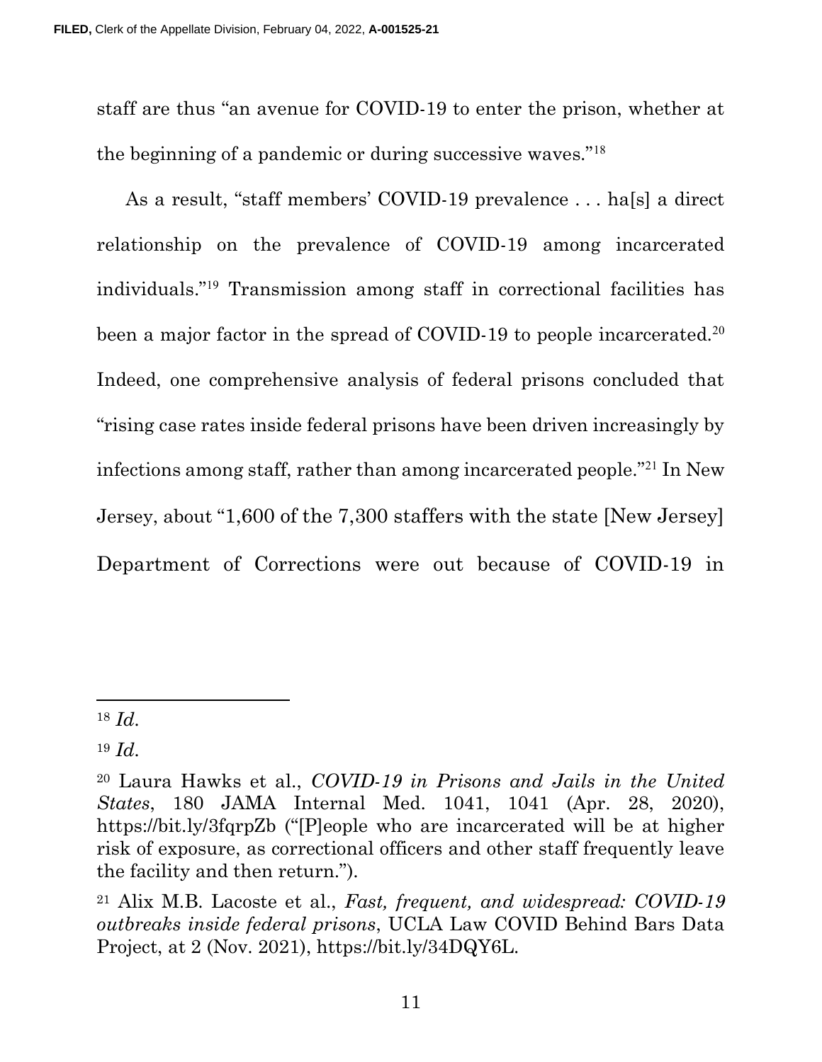staff are thus "an avenue for COVID-19 to enter the prison, whether at the beginning of a pandemic or during successive waves."[18]

As a result, "staff members' COVID-19 prevalence . . . ha[s] a direct relationship on the prevalence of COVID-19 among incarcerated individuals."[19] Transmission among staff in correctional facilities has been a major factor in the spread of COVID-19 to people incarcerated.[20] Indeed, one comprehensive analysis of federal prisons concluded that "rising case rates inside federal prisons have been driven increasingly by infections among staff, rather than among incarcerated people."[21] In New Jersey, about "1,600 of the 7,300 staffers with the state [New Jersey] Department of Corrections were out because of COVID-19 in

---

[18] *Id.*

[19] *Id.*

[20] Laura Hawks et al., *COVID-19 in Prisons and Jails in the United States*, 180 JAMA Internal Med. 1041, 1041 (Apr. 28, 2020), https://bit.ly/3fqrpZb ("[P]eople who are incarcerated will be at higher risk of exposure, as correctional officers and other staff frequently leave the facility and then return.").

[21] Alix M.B. Lacoste et al., *Fast, frequent, and widespread: COVID-19 outbreaks inside federal prisons*, UCLA Law COVID Behind Bars Data Project, at 2 (Nov. 2021), https://bit.ly/34DQY6L.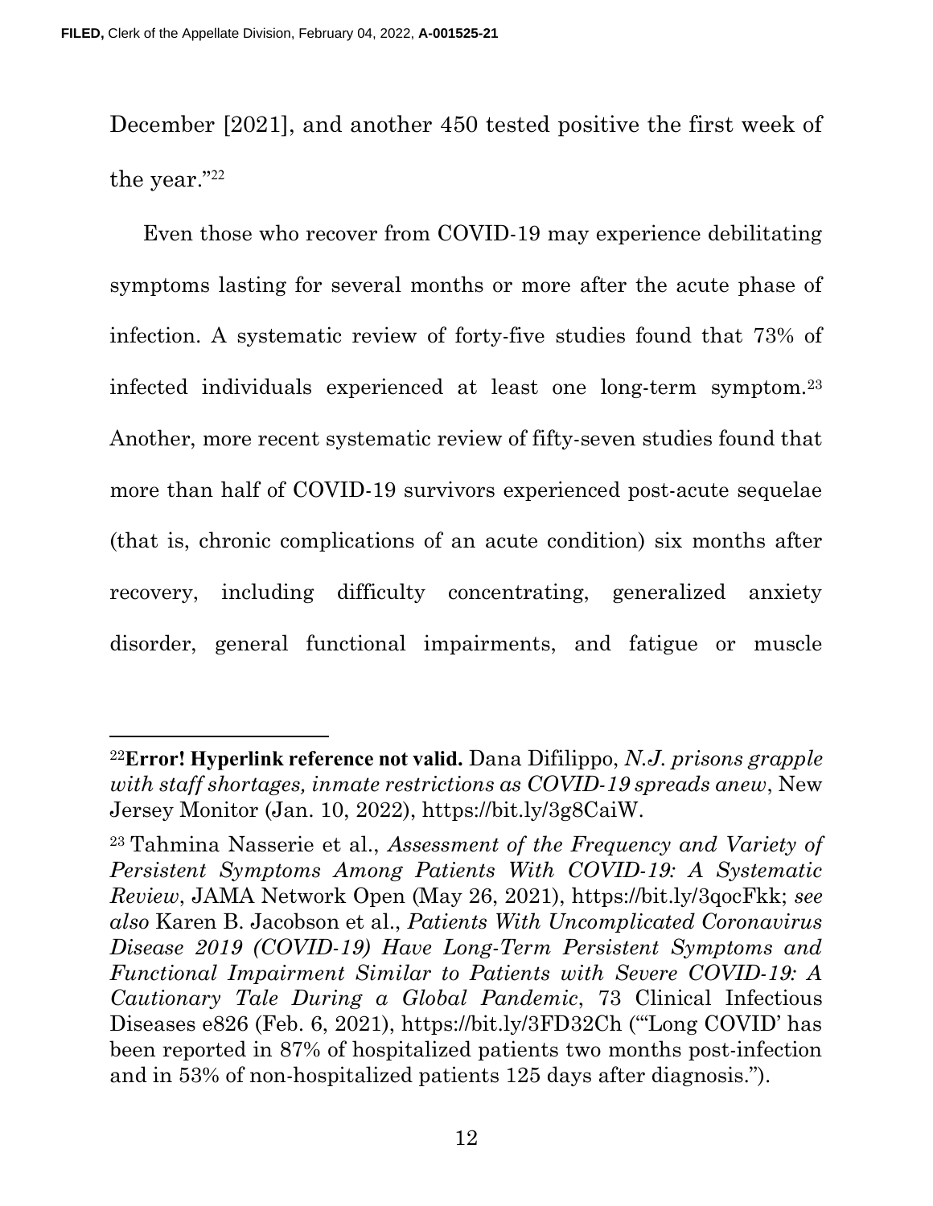December [2021], and another 450 tested positive the first week of the year."[22]

Even those who recover from COVID-19 may experience debilitating symptoms lasting for several months or more after the acute phase of infection. A systematic review of forty-five studies found that 73% of infected individuals experienced at least one long-term symptom.[23] Another, more recent systematic review of fifty-seven studies found that more than half of COVID-19 survivors experienced post-acute sequelae (that is, chronic complications of an acute condition) six months after recovery, including difficulty concentrating, generalized anxiety disorder, general functional impairments, and fatigue or muscle

---

[22] **Error! Hyperlink reference not valid.** Dana Difilippo, *N.J. prisons grapple with staff shortages, inmate restrictions as COVID-19 spreads anew*, New Jersey Monitor (Jan. 10, 2022), https://bit.ly/3g8CaiW.

[23] Tahmina Nasserie et al., *Assessment of the Frequency and Variety of Persistent Symptoms Among Patients With COVID-19: A Systematic Review*, JAMA Network Open (May 26, 2021), https://bit.ly/3qocFkk; *see also* Karen B. Jacobson et al., *Patients With Uncomplicated Coronavirus Disease 2019 (COVID-19) Have Long-Term Persistent Symptoms and Functional Impairment Similar to Patients with Severe COVID-19: A Cautionary Tale During a Global Pandemic*, 73 Clinical Infectious Diseases e826 (Feb. 6, 2021), https://bit.ly/3FD32Ch ("'Long COVID' has been reported in 87% of hospitalized patients two months post-infection and in 53% of non-hospitalized patients 125 days after diagnosis.").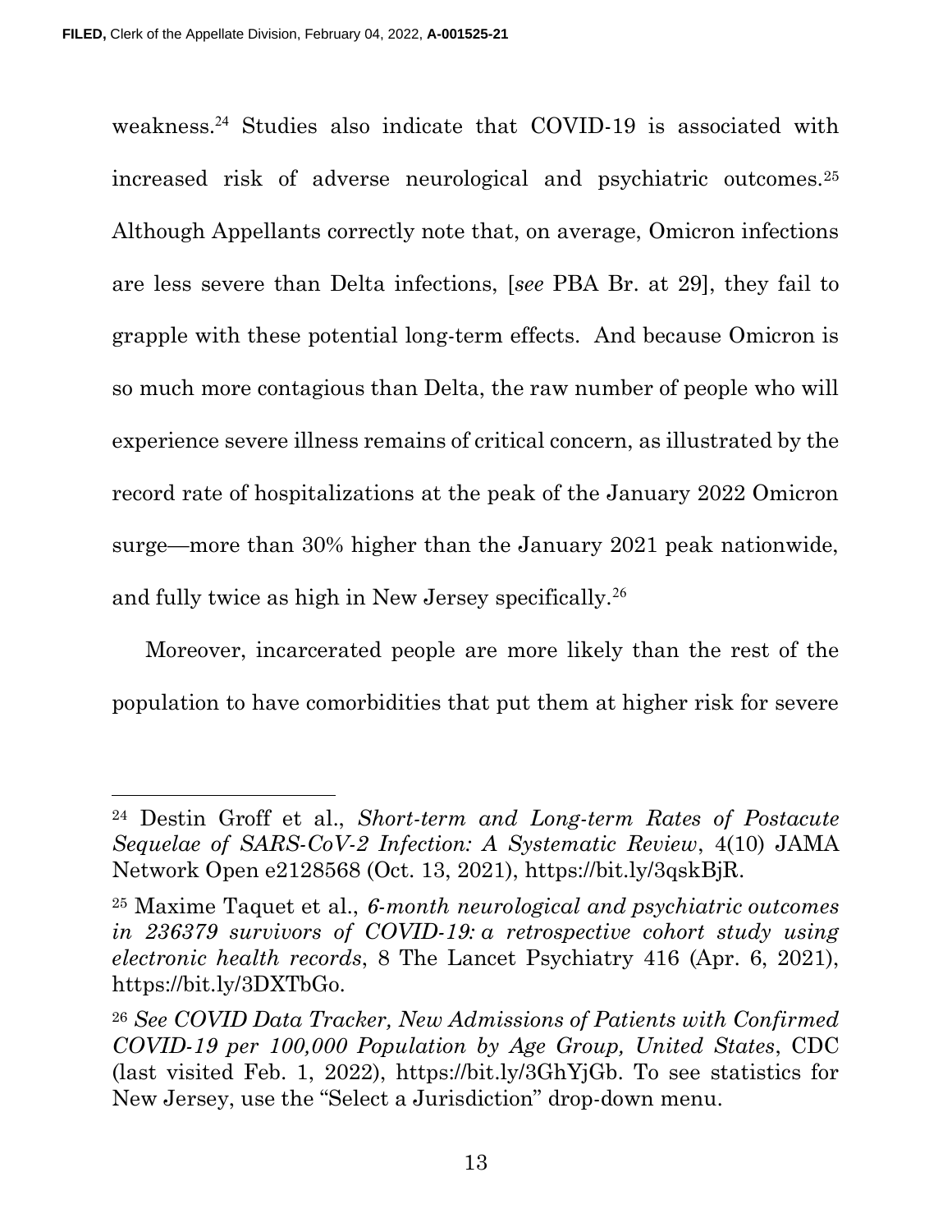weakness.[24] Studies also indicate that COVID-19 is associated with increased risk of adverse neurological and psychiatric outcomes.[25] Although Appellants correctly note that, on average, Omicron infections are less severe than Delta infections, [*see* PBA Br. at 29], they fail to grapple with these potential long-term effects. And because Omicron is so much more contagious than Delta, the raw number of people who will experience severe illness remains of critical concern, as illustrated by the record rate of hospitalizations at the peak of the January 2022 Omicron surge—more than 30% higher than the January 2021 peak nationwide, and fully twice as high in New Jersey specifically.[26]

Moreover, incarcerated people are more likely than the rest of the population to have comorbidities that put them at higher risk for severe

---

[24] Destin Groff et al., *Short-term and Long-term Rates of Postacute Sequelae of SARS-CoV-2 Infection: A Systematic Review*, 4(10) JAMA Network Open e2128568 (Oct. 13, 2021), https://bit.ly/3qskBjR.

[25] Maxime Taquet et al., *6-month neurological and psychiatric outcomes in 236379 survivors of COVID-19: a retrospective cohort study using electronic health records*, 8 The Lancet Psychiatry 416 (Apr. 6, 2021), https://bit.ly/3DXTbGo.

[26] *See COVID Data Tracker, New Admissions of Patients with Confirmed COVID-19 per 100,000 Population by Age Group, United States*, CDC (last visited Feb. 1, 2022), https://bit.ly/3GhYjGb. To see statistics for New Jersey, use the "Select a Jurisdiction" drop-down menu.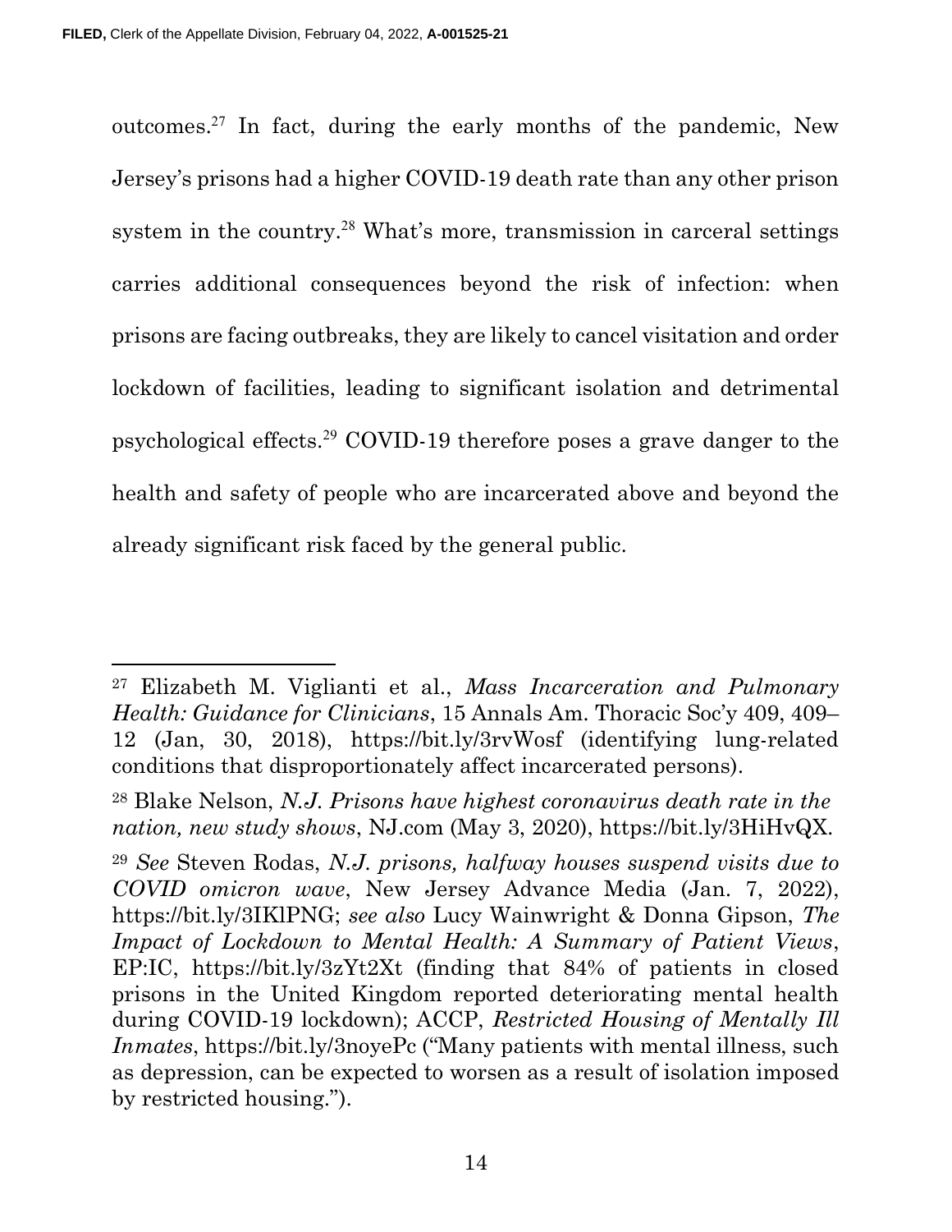outcomes.[27] In fact, during the early months of the pandemic, New Jersey's prisons had a higher COVID-19 death rate than any other prison system in the country.[28] What's more, transmission in carceral settings carries additional consequences beyond the risk of infection: when prisons are facing outbreaks, they are likely to cancel visitation and order lockdown of facilities, leading to significant isolation and detrimental psychological effects.[29] COVID-19 therefore poses a grave danger to the health and safety of people who are incarcerated above and beyond the already significant risk faced by the general public.

---

[27] Elizabeth M. Viglianti et al., *Mass Incarceration and Pulmonary Health: Guidance for Clinicians*, 15 Annals Am. Thoracic Soc'y 409, 409–12 (Jan, 30, 2018), https://bit.ly/3rvWosf (identifying lung-related conditions that disproportionately affect incarcerated persons).

[28] Blake Nelson, *N.J. Prisons have highest coronavirus death rate in the nation, new study shows*, NJ.com (May 3, 2020), https://bit.ly/3HiHvQX.

[29] *See* Steven Rodas, *N.J. prisons, halfway houses suspend visits due to COVID omicron wave*, New Jersey Advance Media (Jan. 7, 2022), https://bit.ly/3IKlPNG; *see also* Lucy Wainwright & Donna Gipson, *The Impact of Lockdown to Mental Health: A Summary of Patient Views*, EP:IC, https://bit.ly/3zYt2Xt (finding that 84% of patients in closed prisons in the United Kingdom reported deteriorating mental health during COVID-19 lockdown); ACCP, *Restricted Housing of Mentally Ill Inmates*, https://bit.ly/3noyePc ("Many patients with mental illness, such as depression, can be expected to worsen as a result of isolation imposed by restricted housing.").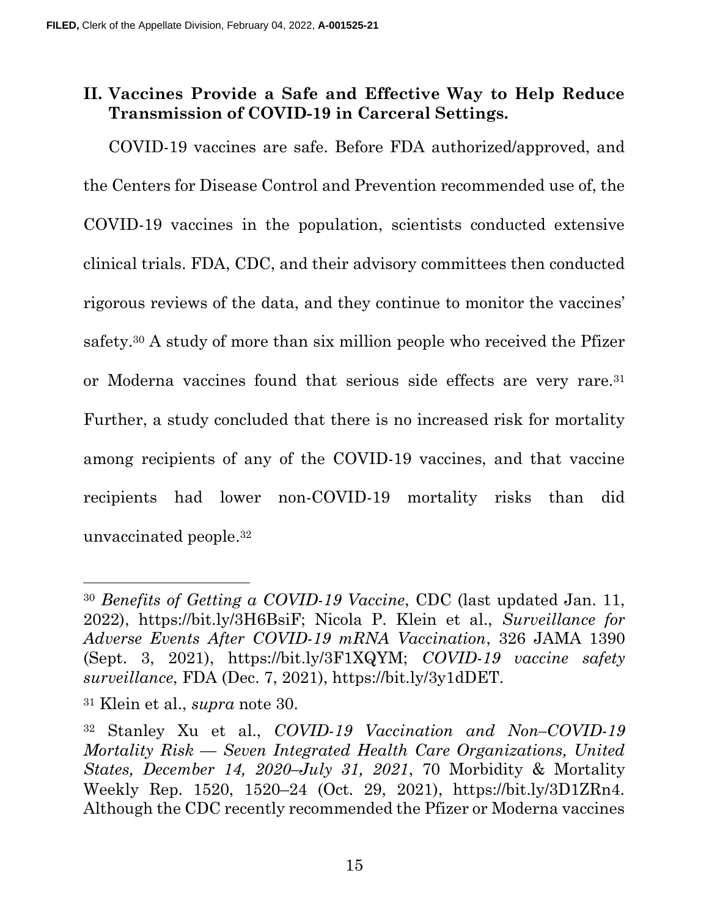## II. Vaccines Provide a Safe and Effective Way to Help Reduce Transmission of COVID-19 in Carceral Settings.

COVID-19 vaccines are safe. Before FDA authorized/approved, and the Centers for Disease Control and Prevention recommended use of, the COVID-19 vaccines in the population, scientists conducted extensive clinical trials. FDA, CDC, and their advisory committees then conducted rigorous reviews of the data, and they continue to monitor the vaccines' safety.[30] A study of more than six million people who received the Pfizer or Moderna vaccines found that serious side effects are very rare.[31] Further, a study concluded that there is no increased risk for mortality among recipients of any of the COVID-19 vaccines, and that vaccine recipients had lower non-COVID-19 mortality risks than did unvaccinated people.[32]

---

[30] *Benefits of Getting a COVID-19 Vaccine*, CDC (last updated Jan. 11, 2022), https://bit.ly/3H6BsiF; Nicola P. Klein et al., *Surveillance for Adverse Events After COVID-19 mRNA Vaccination*, 326 JAMA 1390 (Sept. 3, 2021), https://bit.ly/3F1XQYM; *COVID-19 vaccine safety surveillance*, FDA (Dec. 7, 2021), https://bit.ly/3y1dDET.

[31] Klein et al., *supra* note 30.

[32] Stanley Xu et al., *COVID-19 Vaccination and Non–COVID-19 Mortality Risk — Seven Integrated Health Care Organizations, United States, December 14, 2020–July 31, 2021*, 70 Morbidity & Mortality Weekly Rep. 1520, 1520–24 (Oct. 29, 2021), https://bit.ly/3D1ZRn4. Although the CDC recently recommended the Pfizer or Moderna vaccines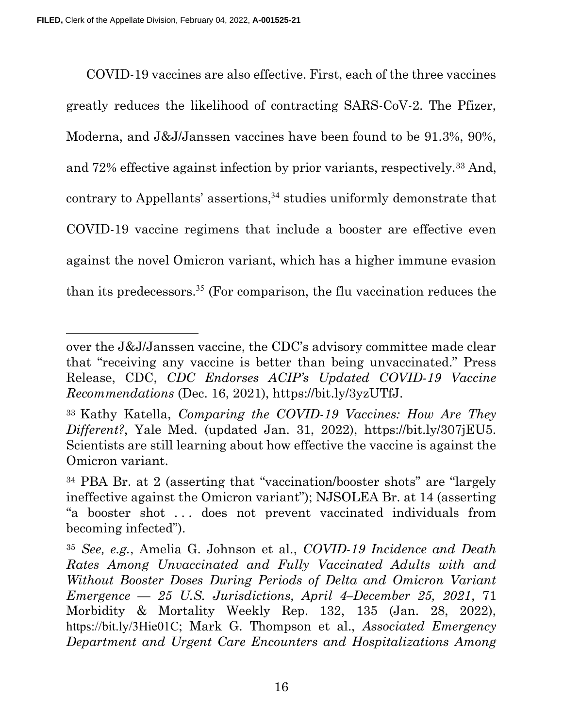COVID-19 vaccines are also effective. First, each of the three vaccines greatly reduces the likelihood of contracting SARS-CoV-2. The Pfizer, Moderna, and J&J/Janssen vaccines have been found to be 91.3%, 90%, and 72% effective against infection by prior variants, respectively.[33] And, contrary to Appellants' assertions,[34] studies uniformly demonstrate that COVID-19 vaccine regimens that include a booster are effective even against the novel Omicron variant, which has a higher immune evasion than its predecessors.[35] (For comparison, the flu vaccination reduces the

---

over the J&J/Janssen vaccine, the CDC's advisory committee made clear that "receiving any vaccine is better than being unvaccinated." Press Release, CDC, *CDC Endorses ACIP's Updated COVID-19 Vaccine Recommendations* (Dec. 16, 2021), https://bit.ly/3yzUTfJ.

[33] Kathy Katella, *Comparing the COVID-19 Vaccines: How Are They Different?*, Yale Med. (updated Jan. 31, 2022), https://bit.ly/307jEU5. Scientists are still learning about how effective the vaccine is against the Omicron variant.

[34] PBA Br. at 2 (asserting that "vaccination/booster shots" are "largely ineffective against the Omicron variant"); NJSOLEA Br. at 14 (asserting "a booster shot . . . does not prevent vaccinated individuals from becoming infected").

[35] *See, e.g.*, Amelia G. Johnson et al., *COVID-19 Incidence and Death Rates Among Unvaccinated and Fully Vaccinated Adults with and Without Booster Doses During Periods of Delta and Omicron Variant Emergence — 25 U.S. Jurisdictions, April 4–December 25, 2021*, 71 Morbidity & Mortality Weekly Rep. 132, 135 (Jan. 28, 2022), https://bit.ly/3Hie01C; Mark G. Thompson et al., *Associated Emergency Department and Urgent Care Encounters and Hospitalizations Among*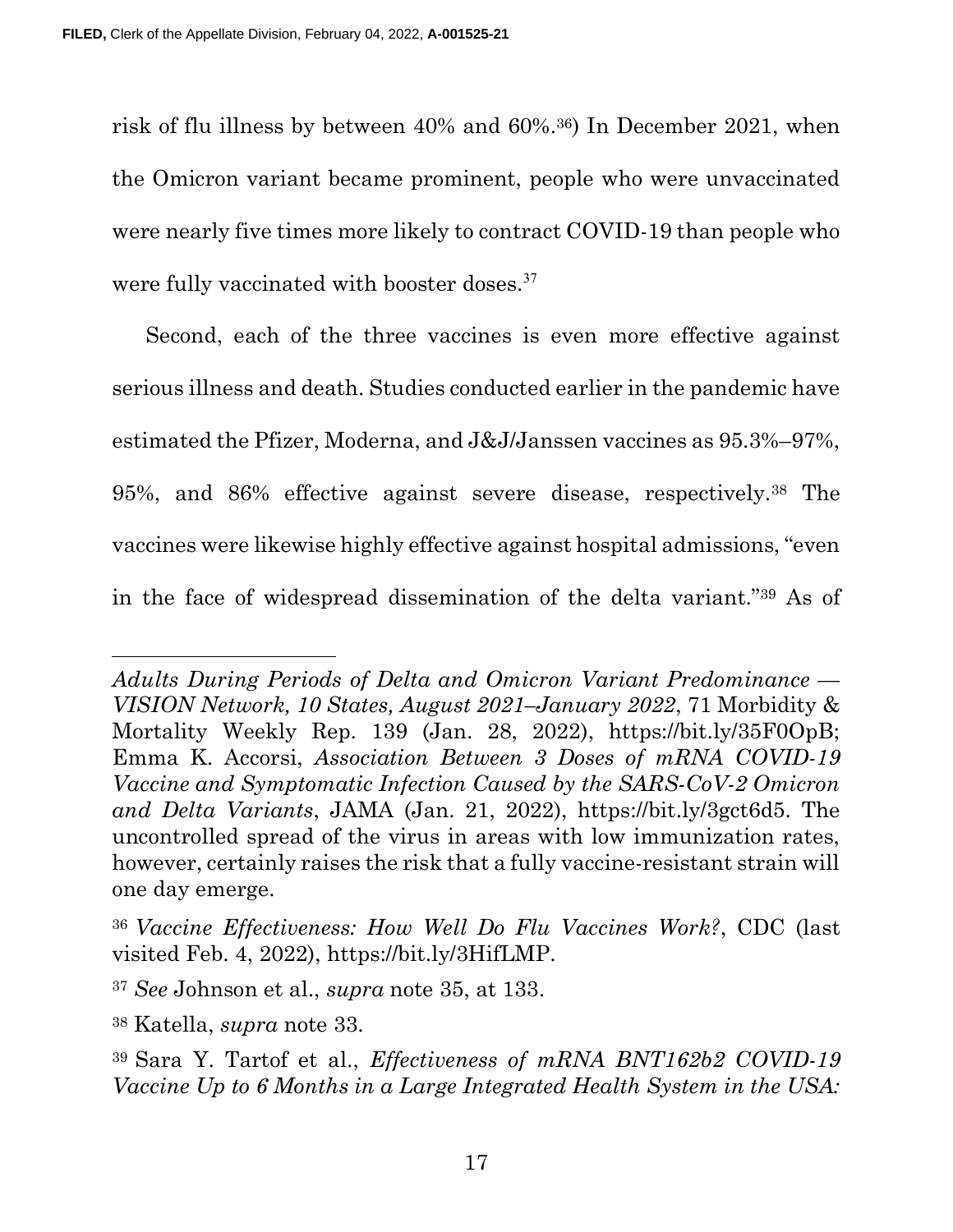risk of flu illness by between 40% and 60%.[36]) In December 2021, when the Omicron variant became prominent, people who were unvaccinated were nearly five times more likely to contract COVID-19 than people who were fully vaccinated with booster doses.[37]

Second, each of the three vaccines is even more effective against serious illness and death. Studies conducted earlier in the pandemic have estimated the Pfizer, Moderna, and J&J/Janssen vaccines as 95.3%–97%, 95%, and 86% effective against severe disease, respectively.[38] The vaccines were likewise highly effective against hospital admissions, "even in the face of widespread dissemination of the delta variant."[39] As of

---

*Adults During Periods of Delta and Omicron Variant Predominance — VISION Network, 10 States, August 2021–January 2022*, 71 Morbidity & Mortality Weekly Rep. 139 (Jan. 28, 2022), https://bit.ly/35F0OpB; Emma K. Accorsi, *Association Between 3 Doses of mRNA COVID-19 Vaccine and Symptomatic Infection Caused by the SARS-CoV-2 Omicron and Delta Variants*, JAMA (Jan. 21, 2022), https://bit.ly/3gct6d5. The uncontrolled spread of the virus in areas with low immunization rates, however, certainly raises the risk that a fully vaccine-resistant strain will one day emerge.

[36] *Vaccine Effectiveness: How Well Do Flu Vaccines Work?*, CDC (last visited Feb. 4, 2022), https://bit.ly/3HifLMP.

[37] *See* Johnson et al., *supra* note 35, at 133.

[38] Katella, *supra* note 33.

[39] Sara Y. Tartof et al., *Effectiveness of mRNA BNT162b2 COVID-19 Vaccine Up to 6 Months in a Large Integrated Health System in the USA:*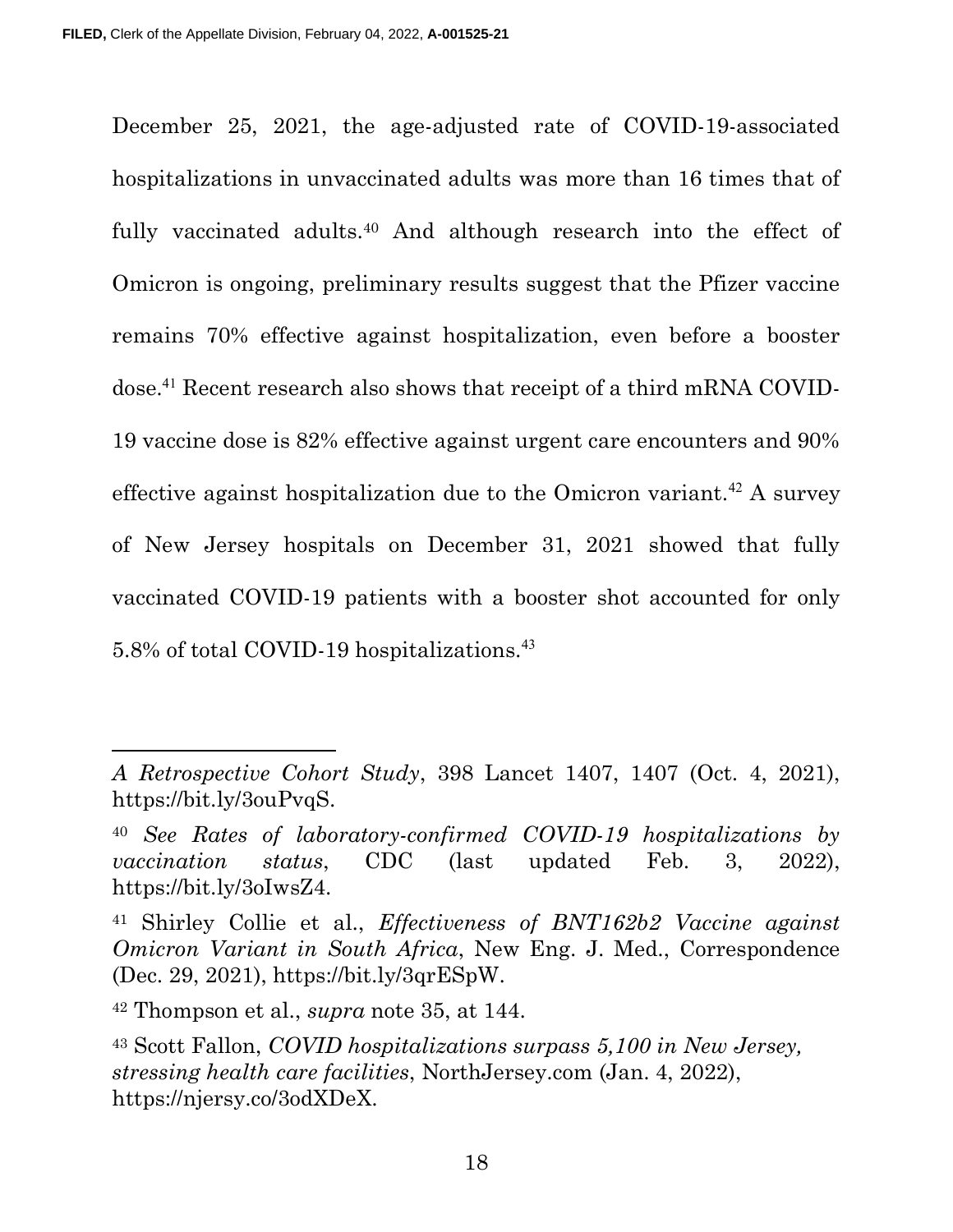December 25, 2021, the age-adjusted rate of COVID-19-associated hospitalizations in unvaccinated adults was more than 16 times that of fully vaccinated adults.[40] And although research into the effect of Omicron is ongoing, preliminary results suggest that the Pfizer vaccine remains 70% effective against hospitalization, even before a booster dose.[41] Recent research also shows that receipt of a third mRNA COVID-19 vaccine dose is 82% effective against urgent care encounters and 90% effective against hospitalization due to the Omicron variant.[42] A survey of New Jersey hospitals on December 31, 2021 showed that fully vaccinated COVID-19 patients with a booster shot accounted for only 5.8% of total COVID-19 hospitalizations.[43]

---

*A Retrospective Cohort Study*, 398 Lancet 1407, 1407 (Oct. 4, 2021), https://bit.ly/3ouPvqS.

[40] *See Rates of laboratory-confirmed COVID-19 hospitalizations by vaccination status*, CDC (last updated Feb. 3, 2022), https://bit.ly/3oIwsZ4.

[41] Shirley Collie et al., *Effectiveness of BNT162b2 Vaccine against Omicron Variant in South Africa*, New Eng. J. Med., Correspondence (Dec. 29, 2021), https://bit.ly/3qrESpW.

[42] Thompson et al., *supra* note 35, at 144.

[43] Scott Fallon, *COVID hospitalizations surpass 5,100 in New Jersey, stressing health care facilities*, NorthJersey.com (Jan. 4, 2022), https://njersy.co/3odXDeX.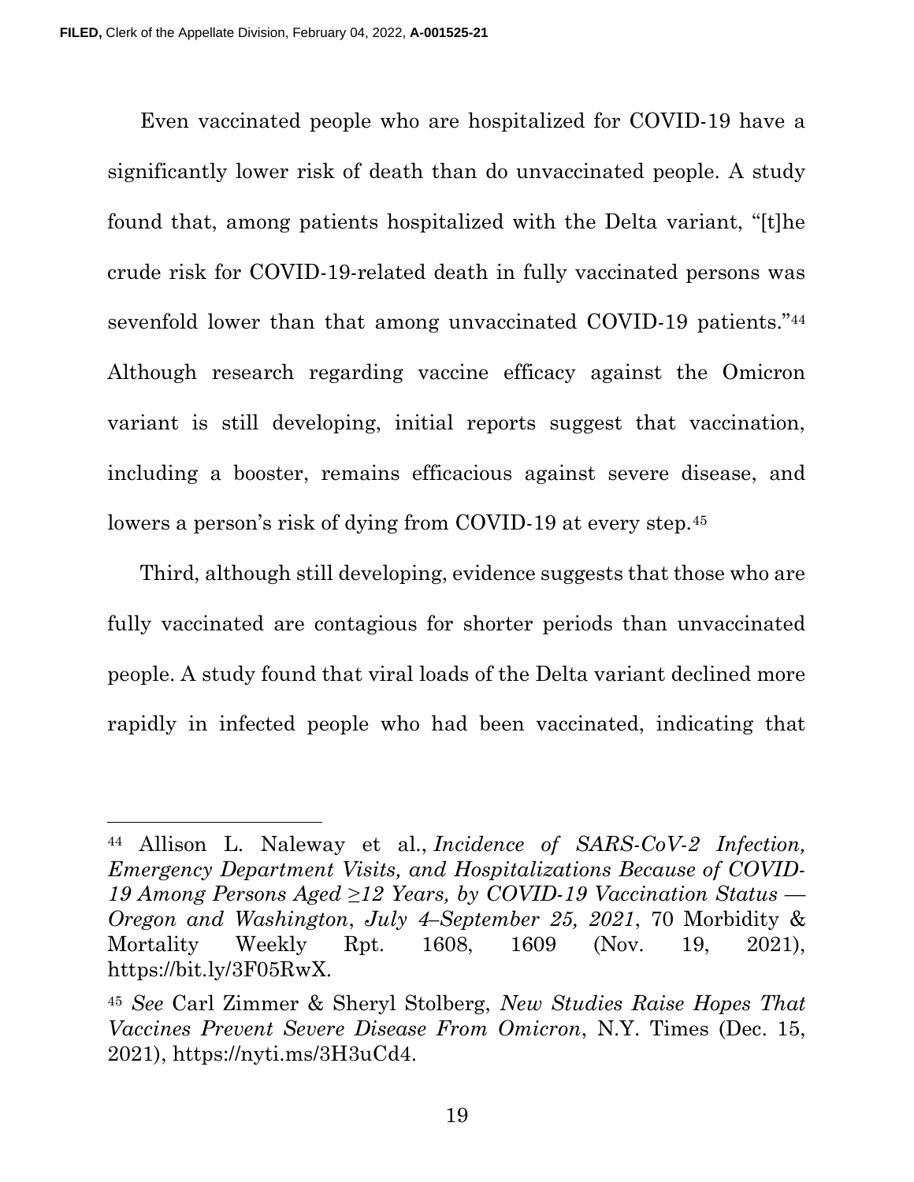Even vaccinated people who are hospitalized for COVID-19 have a significantly lower risk of death than do unvaccinated people. A study found that, among patients hospitalized with the Delta variant, "[t]he crude risk for COVID-19-related death in fully vaccinated persons was sevenfold lower than that among unvaccinated COVID-19 patients."[44] Although research regarding vaccine efficacy against the Omicron variant is still developing, initial reports suggest that vaccination, including a booster, remains efficacious against severe disease, and lowers a person's risk of dying from COVID-19 at every step.[45]

Third, although still developing, evidence suggests that those who are fully vaccinated are contagious for shorter periods than unvaccinated people. A study found that viral loads of the Delta variant declined more rapidly in infected people who had been vaccinated, indicating that

---

[44] Allison L. Naleway et al., *Incidence of SARS-CoV-2 Infection, Emergency Department Visits, and Hospitalizations Because of COVID-19 Among Persons Aged ≥12 Years, by COVID-19 Vaccination Status — Oregon and Washington, July 4–September 25, 2021*, 70 Morbidity & Mortality Weekly Rpt. 1608, 1609 (Nov. 19, 2021), https://bit.ly/3F05RwX.

[45] *See* Carl Zimmer & Sheryl Stolberg, *New Studies Raise Hopes That Vaccines Prevent Severe Disease From Omicron*, N.Y. Times (Dec. 15, 2021), https://nyti.ms/3H3uCd4.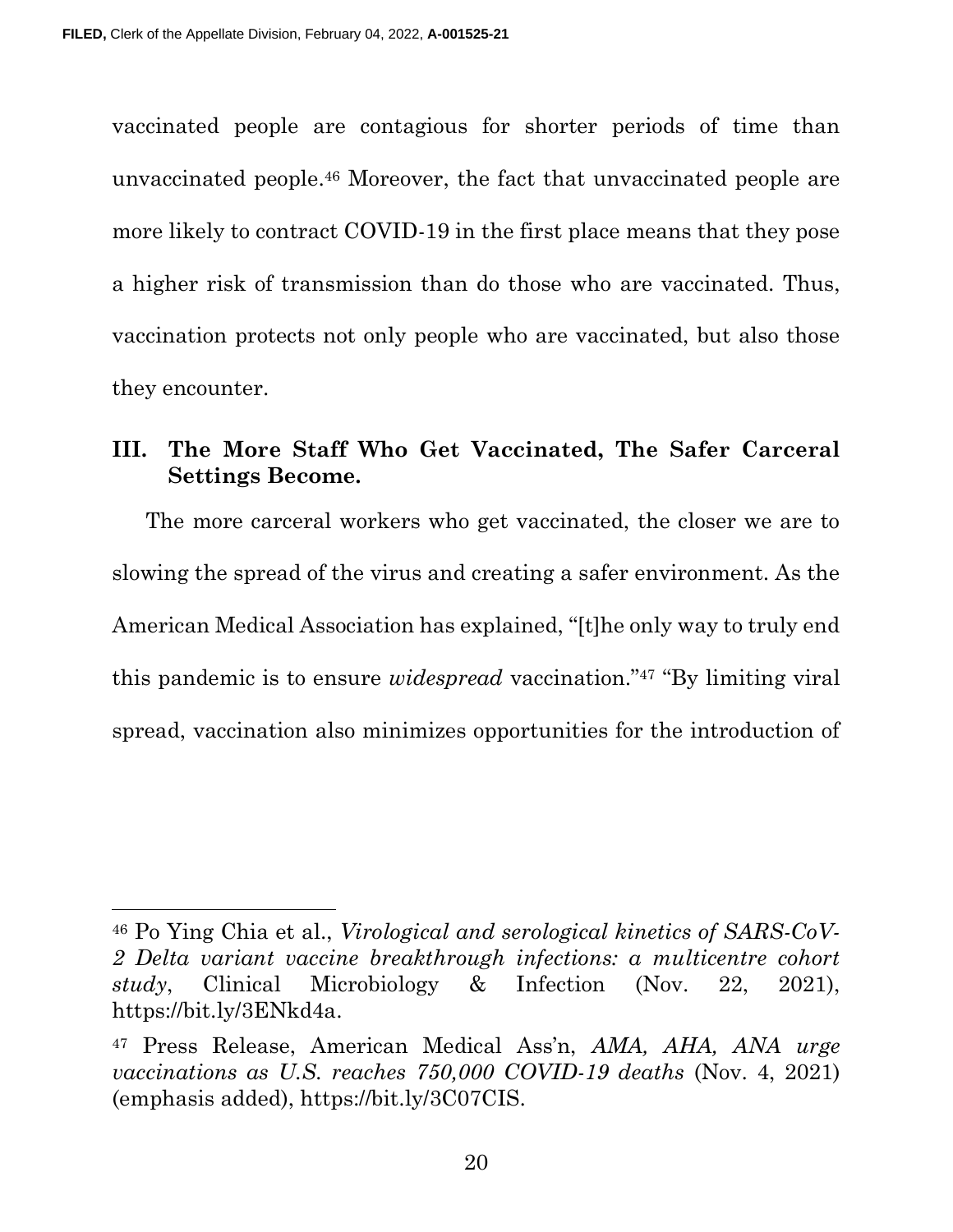vaccinated people are contagious for shorter periods of time than unvaccinated people.[46] Moreover, the fact that unvaccinated people are more likely to contract COVID-19 in the first place means that they pose a higher risk of transmission than do those who are vaccinated. Thus, vaccination protects not only people who are vaccinated, but also those they encounter.

## III. The More Staff Who Get Vaccinated, The Safer Carceral Settings Become.

The more carceral workers who get vaccinated, the closer we are to slowing the spread of the virus and creating a safer environment. As the American Medical Association has explained, "[t]he only way to truly end this pandemic is to ensure *widespread* vaccination."[47] "By limiting viral spread, vaccination also minimizes opportunities for the introduction of

---

[46] Po Ying Chia et al., *Virological and serological kinetics of SARS-CoV-2 Delta variant vaccine breakthrough infections: a multicentre cohort study*, Clinical Microbiology & Infection (Nov. 22, 2021), https://bit.ly/3ENkd4a.

[47] Press Release, American Medical Ass'n, *AMA, AHA, ANA urge vaccinations as U.S. reaches 750,000 COVID-19 deaths* (Nov. 4, 2021) (emphasis added), https://bit.ly/3C07CIS.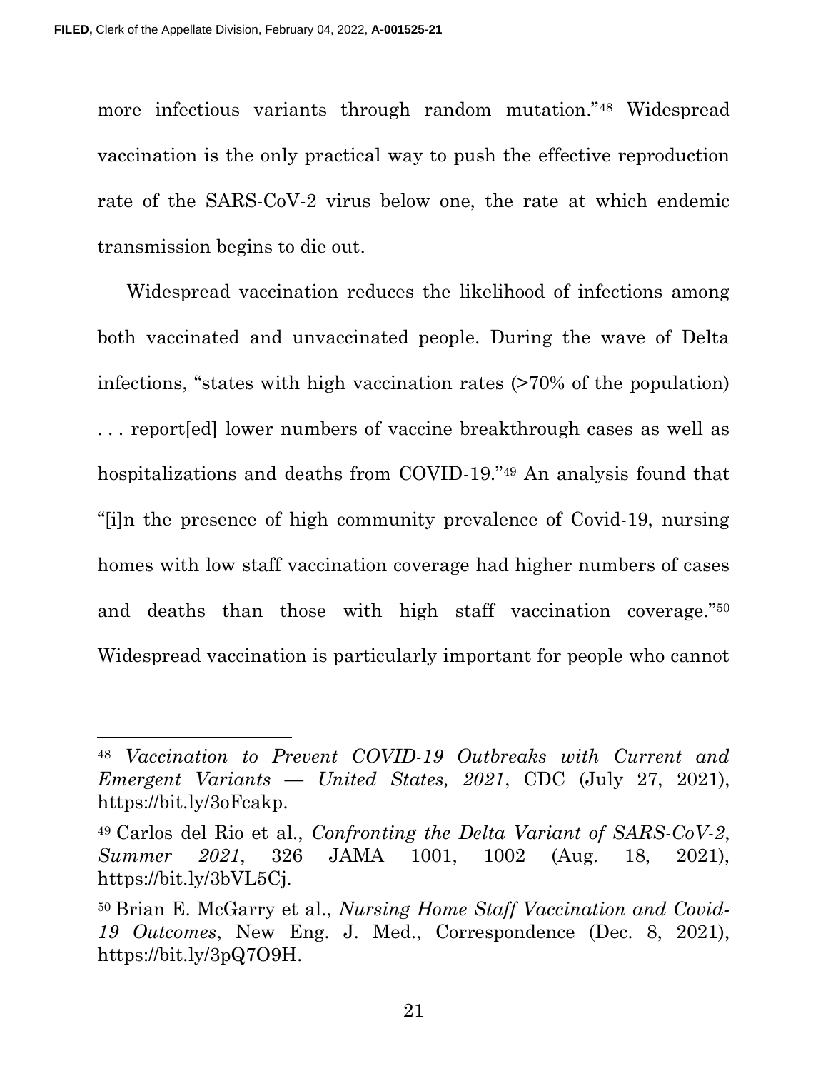more infectious variants through random mutation."[48] Widespread vaccination is the only practical way to push the effective reproduction rate of the SARS-CoV-2 virus below one, the rate at which endemic transmission begins to die out.

Widespread vaccination reduces the likelihood of infections among both vaccinated and unvaccinated people. During the wave of Delta infections, "states with high vaccination rates (>70% of the population) . . . report[ed] lower numbers of vaccine breakthrough cases as well as hospitalizations and deaths from COVID-19."[49] An analysis found that "[i]n the presence of high community prevalence of Covid-19, nursing homes with low staff vaccination coverage had higher numbers of cases and deaths than those with high staff vaccination coverage."[50] Widespread vaccination is particularly important for people who cannot

---

[48] *Vaccination to Prevent COVID-19 Outbreaks with Current and Emergent Variants — United States, 2021*, CDC (July 27, 2021), https://bit.ly/3oFcakp.

[49] Carlos del Rio et al., *Confronting the Delta Variant of SARS-CoV-2, Summer 2021*, 326 JAMA 1001, 1002 (Aug. 18, 2021), https://bit.ly/3bVL5Cj.

[50] Brian E. McGarry et al., *Nursing Home Staff Vaccination and Covid-19 Outcomes*, New Eng. J. Med., Correspondence (Dec. 8, 2021), https://bit.ly/3pQ7O9H.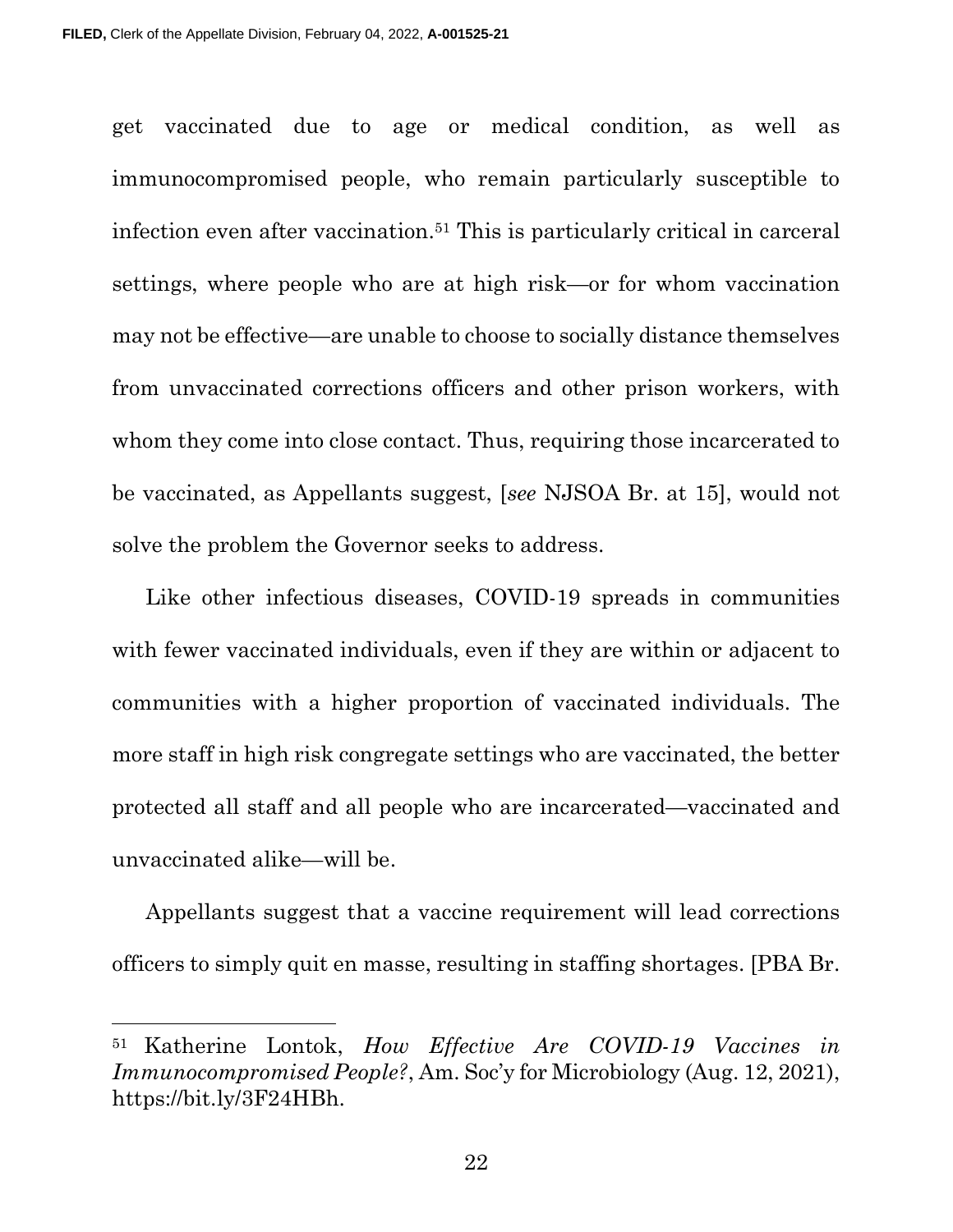get vaccinated due to age or medical condition, as well as immunocompromised people, who remain particularly susceptible to infection even after vaccination.[51] This is particularly critical in carceral settings, where people who are at high risk—or for whom vaccination may not be effective—are unable to choose to socially distance themselves from unvaccinated corrections officers and other prison workers, with whom they come into close contact. Thus, requiring those incarcerated to be vaccinated, as Appellants suggest, [*see* NJSOA Br. at 15], would not solve the problem the Governor seeks to address.

Like other infectious diseases, COVID-19 spreads in communities with fewer vaccinated individuals, even if they are within or adjacent to communities with a higher proportion of vaccinated individuals. The more staff in high risk congregate settings who are vaccinated, the better protected all staff and all people who are incarcerated—vaccinated and unvaccinated alike—will be.

Appellants suggest that a vaccine requirement will lead corrections officers to simply quit en masse, resulting in staffing shortages. [PBA Br.

---

[51] Katherine Lontok, *How Effective Are COVID-19 Vaccines in Immunocompromised People?*, Am. Soc'y for Microbiology (Aug. 12, 2021), https://bit.ly/3F24HBh.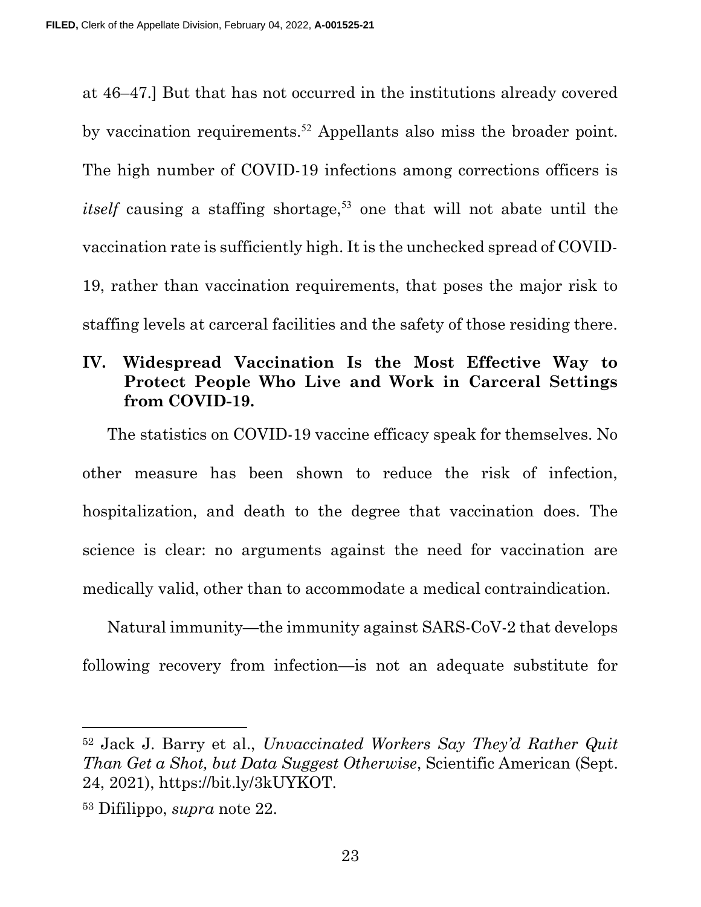at 46–47.] But that has not occurred in the institutions already covered by vaccination requirements.[52] Appellants also miss the broader point. The high number of COVID-19 infections among corrections officers is *itself* causing a staffing shortage,[53] one that will not abate until the vaccination rate is sufficiently high. It is the unchecked spread of COVID-19, rather than vaccination requirements, that poses the major risk to staffing levels at carceral facilities and the safety of those residing there.

## IV. Widespread Vaccination Is the Most Effective Way to Protect People Who Live and Work in Carceral Settings from COVID-19.

The statistics on COVID-19 vaccine efficacy speak for themselves. No other measure has been shown to reduce the risk of infection, hospitalization, and death to the degree that vaccination does. The science is clear: no arguments against the need for vaccination are medically valid, other than to accommodate a medical contraindication.

Natural immunity—the immunity against SARS-CoV-2 that develops following recovery from infection—is not an adequate substitute for

---

[52] Jack J. Barry et al., *Unvaccinated Workers Say They'd Rather Quit Than Get a Shot, but Data Suggest Otherwise*, Scientific American (Sept. 24, 2021), https://bit.ly/3kUYKOT.

[53] Difilippo, *supra* note 22.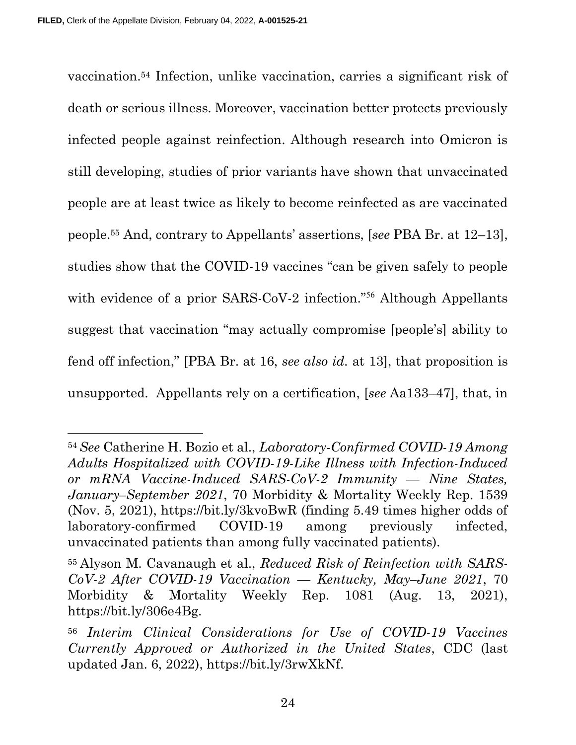vaccination.[54] Infection, unlike vaccination, carries a significant risk of death or serious illness. Moreover, vaccination better protects previously infected people against reinfection. Although research into Omicron is still developing, studies of prior variants have shown that unvaccinated people are at least twice as likely to become reinfected as are vaccinated people.[55] And, contrary to Appellants' assertions, [*see* PBA Br. at 12–13], studies show that the COVID-19 vaccines "can be given safely to people with evidence of a prior SARS-CoV-2 infection."[56] Although Appellants suggest that vaccination "may actually compromise [people's] ability to fend off infection," [PBA Br. at 16, *see also id.* at 13], that proposition is unsupported. Appellants rely on a certification, [*see* Aa133–47], that, in

---

[54] *See* Catherine H. Bozio et al., *Laboratory-Confirmed COVID-19 Among Adults Hospitalized with COVID-19-Like Illness with Infection-Induced or mRNA Vaccine-Induced SARS-CoV-2 Immunity — Nine States, January–September 2021*, 70 Morbidity & Mortality Weekly Rep. 1539 (Nov. 5, 2021), https://bit.ly/3kvoBwR (finding 5.49 times higher odds of laboratory-confirmed COVID-19 among previously infected, unvaccinated patients than among fully vaccinated patients).

[55] Alyson M. Cavanaugh et al., *Reduced Risk of Reinfection with SARS-CoV-2 After COVID-19 Vaccination — Kentucky, May–June 2021*, 70 Morbidity & Mortality Weekly Rep. 1081 (Aug. 13, 2021), https://bit.ly/306e4Bg.

[56] *Interim Clinical Considerations for Use of COVID-19 Vaccines Currently Approved or Authorized in the United States*, CDC (last updated Jan. 6, 2022), https://bit.ly/3rwXkNf.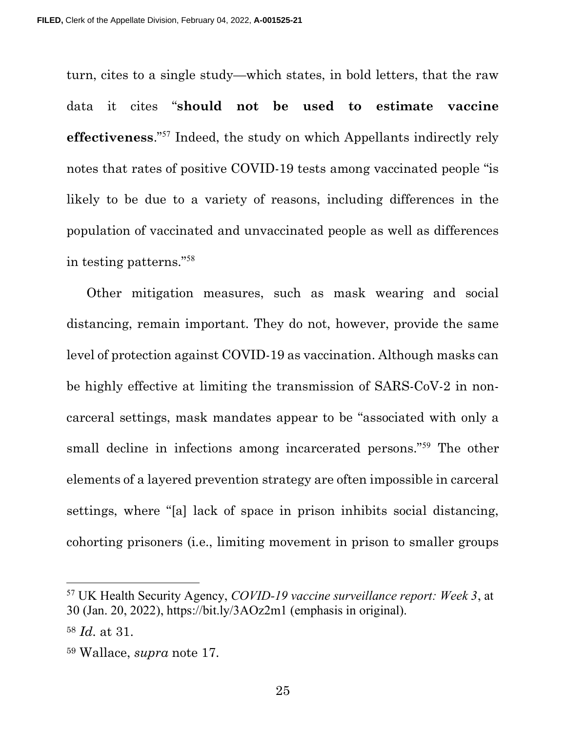turn, cites to a single study—which states, in bold letters, that the raw data it cites "**should not be used to estimate vaccine effectiveness**."[57] Indeed, the study on which Appellants indirectly rely notes that rates of positive COVID-19 tests among vaccinated people "is likely to be due to a variety of reasons, including differences in the population of vaccinated and unvaccinated people as well as differences in testing patterns."[58]

Other mitigation measures, such as mask wearing and social distancing, remain important. They do not, however, provide the same level of protection against COVID-19 as vaccination. Although masks can be highly effective at limiting the transmission of SARS-CoV-2 in non-carceral settings, mask mandates appear to be "associated with only a small decline in infections among incarcerated persons."[59] The other elements of a layered prevention strategy are often impossible in carceral settings, where "[a] lack of space in prison inhibits social distancing, cohorting prisoners (i.e., limiting movement in prison to smaller groups

---

[57] UK Health Security Agency, *COVID-19 vaccine surveillance report: Week 3*, at 30 (Jan. 20, 2022), https://bit.ly/3AOz2m1 (emphasis in original).

[58] *Id.* at 31.

[59] Wallace, *supra* note 17.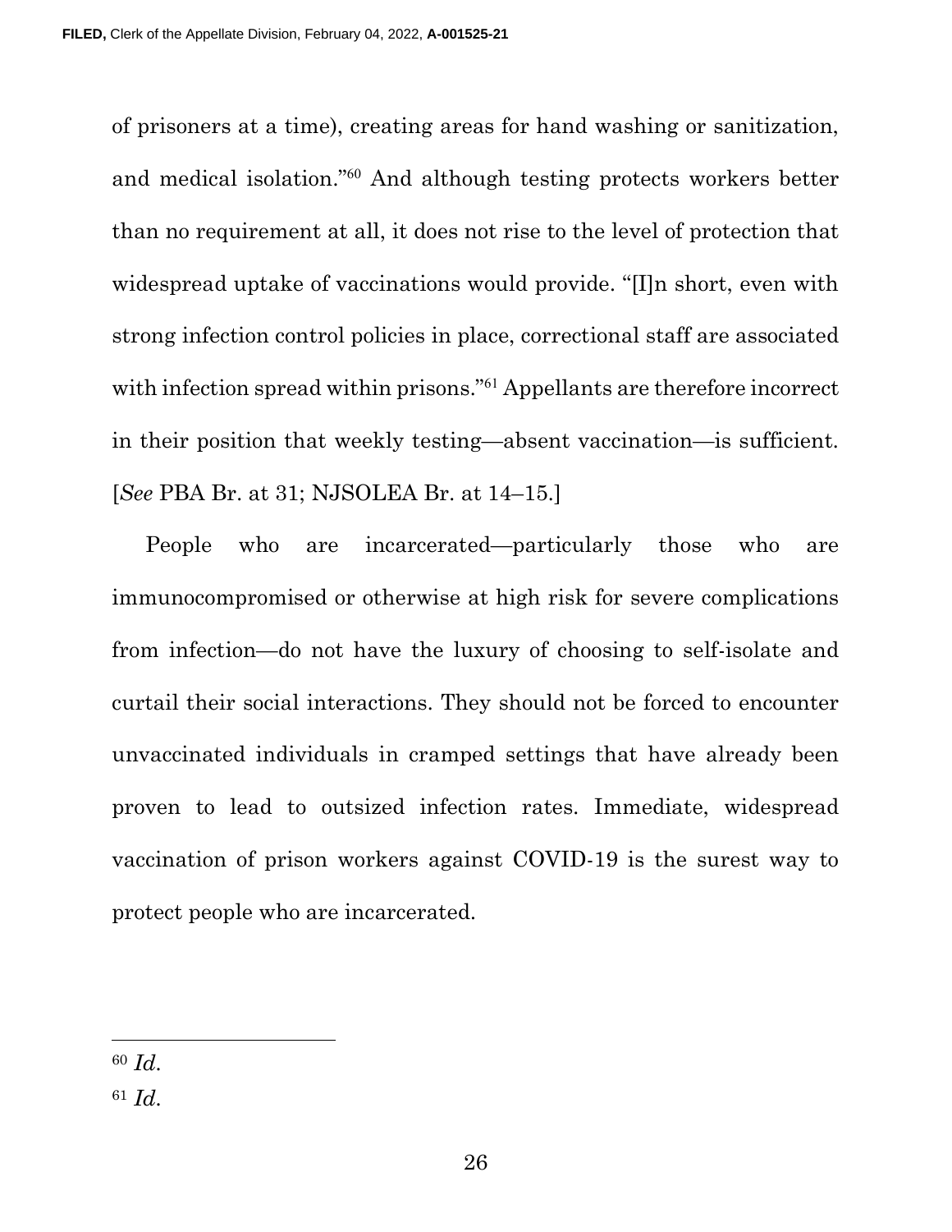of prisoners at a time), creating areas for hand washing or sanitization, and medical isolation."[60] And although testing protects workers better than no requirement at all, it does not rise to the level of protection that widespread uptake of vaccinations would provide. "[I]n short, even with strong infection control policies in place, correctional staff are associated with infection spread within prisons."[61] Appellants are therefore incorrect in their position that weekly testing—absent vaccination—is sufficient. [*See* PBA Br. at 31; NJSOLEA Br. at 14–15.]

People who are incarcerated—particularly those who are immunocompromised or otherwise at high risk for severe complications from infection—do not have the luxury of choosing to self-isolate and curtail their social interactions. They should not be forced to encounter unvaccinated individuals in cramped settings that have already been proven to lead to outsized infection rates. Immediate, widespread vaccination of prison workers against COVID-19 is the surest way to protect people who are incarcerated.

---

[60] *Id.*

[61] *Id.*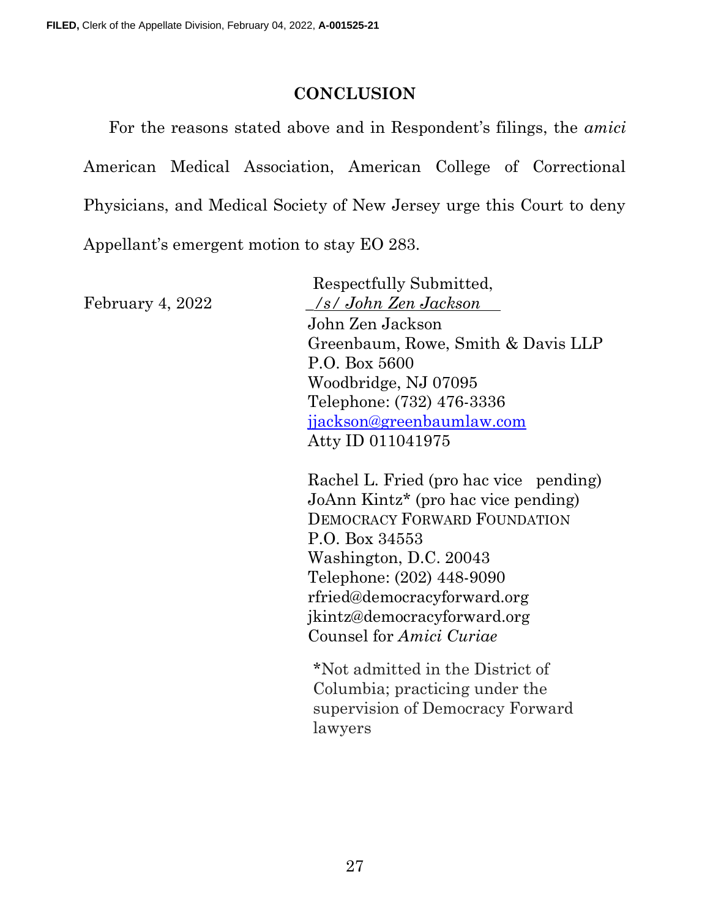## CONCLUSION

For the reasons stated above and in Respondent's filings, the *amici* American Medical Association, American College of Correctional Physicians, and Medical Society of New Jersey urge this Court to deny Appellant's emergent motion to stay EO 283.

February 4, 2022

Respectfully Submitted,

*/s/ John Zen Jackson*

John Zen Jackson
Greenbaum, Rowe, Smith & Davis LLP
P.O. Box 5600
Woodbridge, NJ 07095
Telephone: (732) 476-3336
jjackson@greenbaumlaw.com
Atty ID 011041975

Rachel L. Fried (pro hac vice pending)
JoAnn Kintz* (pro hac vice pending)
DEMOCRACY FORWARD FOUNDATION
P.O. Box 34553
Washington, D.C. 20043
Telephone: (202) 448-9090
rfried@democracyforward.org
jkintz@democracyforward.org
Counsel for *Amici Curiae*

*Not admitted in the District of Columbia; practicing under the supervision of Democracy Forward lawyers